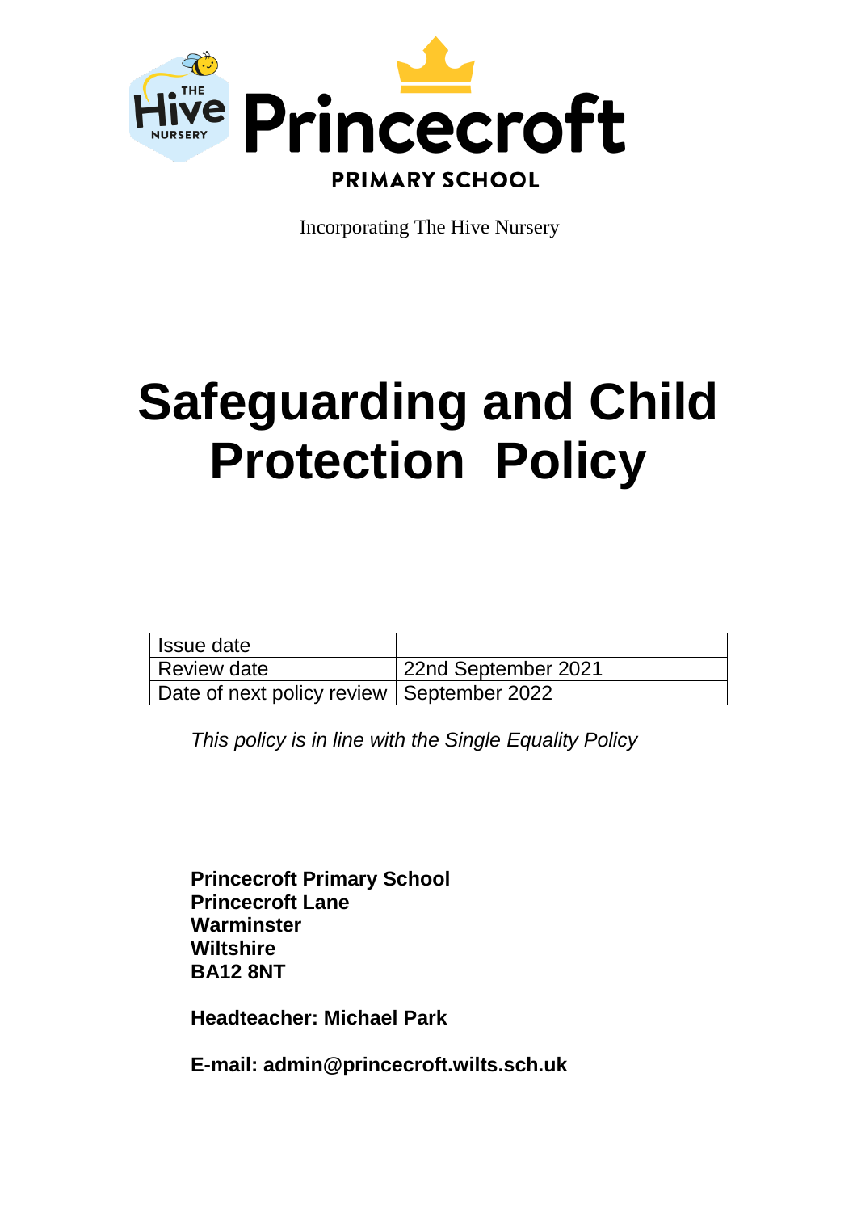The Hive Nursery

# Princecroft

PRIMARY SCHOOL

Incorporating The Hive Nursery

# Safeguarding and Child Protection Policy

| Issue date | |
|---|---|
| Review date | 22nd September 2021 |
| Date of next policy review | September 2022 |

*This policy is in line with the Single Equality Policy*

**Princecroft Primary School**
**Princecroft Lane**
**Warminster**
**Wiltshire**
**BA12 8NT**

**Headteacher: Michael Park**

**E-mail: admin@princecroft.wilts.sch.uk**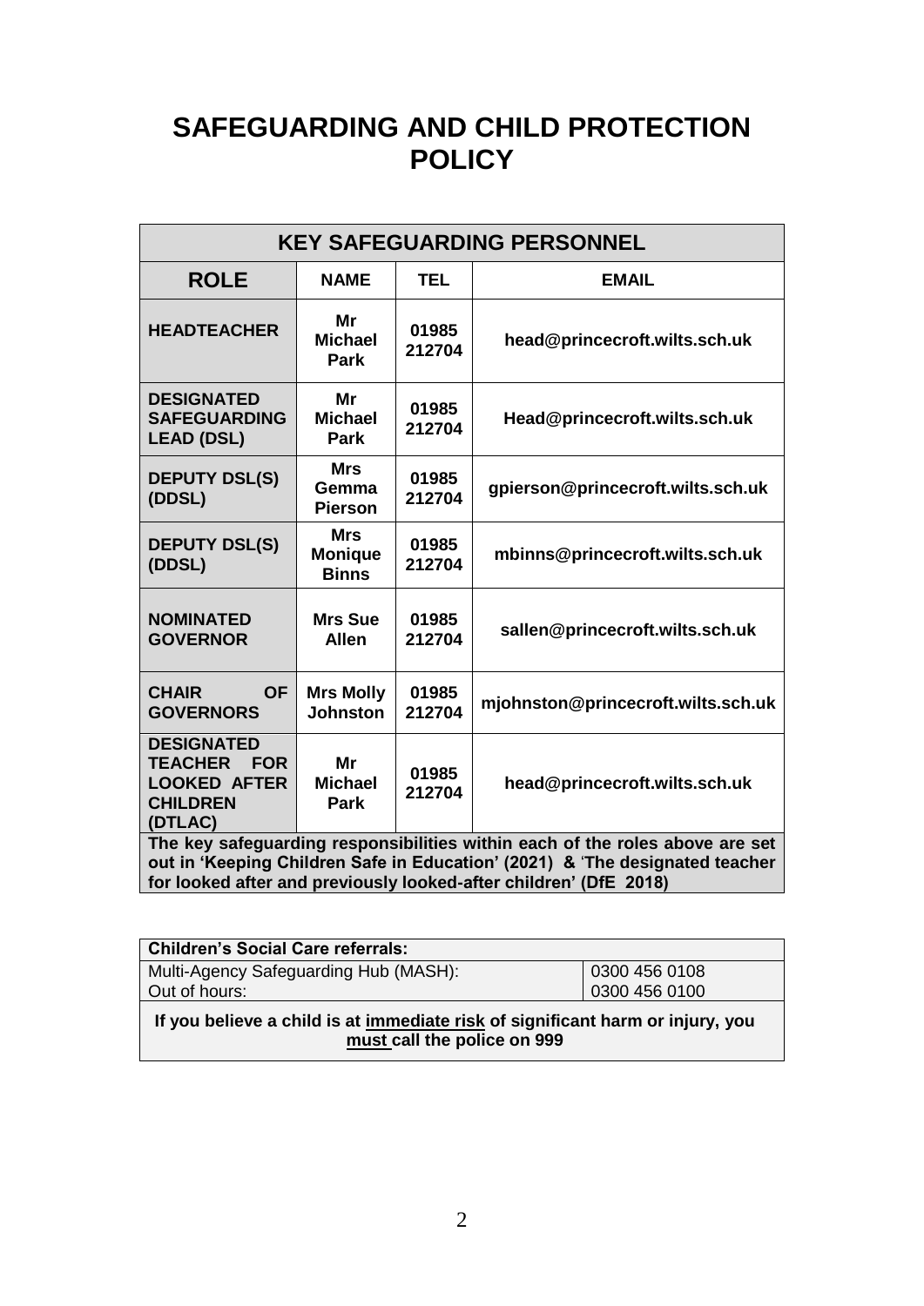# SAFEGUARDING AND CHILD PROTECTION POLICY

| KEY SAFEGUARDING PERSONNEL | | | |
|---|---|---|---|
| **ROLE** | **NAME** | **TEL** | **EMAIL** |
| **HEADTEACHER** | **Mr Michael Park** | **01985 212704** | **head@princecroft.wilts.sch.uk** |
| **DESIGNATED SAFEGUARDING LEAD (DSL)** | **Mr Michael Park** | **01985 212704** | **Head@princecroft.wilts.sch.uk** |
| **DEPUTY DSL(S) (DDSL)** | **Mrs Gemma Pierson** | **01985 212704** | **gpierson@princecroft.wilts.sch.uk** |
| **DEPUTY DSL(S) (DDSL)** | **Mrs Monique Binns** | **01985 212704** | **mbinns@princecroft.wilts.sch.uk** |
| **NOMINATED GOVERNOR** | **Mrs Sue Allen** | **01985 212704** | **sallen@princecroft.wilts.sch.uk** |
| **CHAIR OF GOVERNORS** | **Mrs Molly Johnston** | **01985 212704** | **mjohnston@princecroft.wilts.sch.uk** |
| **DESIGNATED TEACHER FOR LOOKED AFTER CHILDREN (DTLAC)** | **Mr Michael Park** | **01985 212704** | **head@princecroft.wilts.sch.uk** |
| **The key safeguarding responsibilities within each of the roles above are set out in 'Keeping Children Safe in Education' (2021) & 'The designated teacher for looked after and previously looked-after children' (DfE 2018)** | | | |

| **Children's Social Care referrals:** | |
|---|---|
| Multi-Agency Safeguarding Hub (MASH): | 0300 456 0108 |
| Out of hours: | 0300 456 0100 |
| **If you believe a child is at immediate risk of significant harm or injury, you must call the police on 999** | |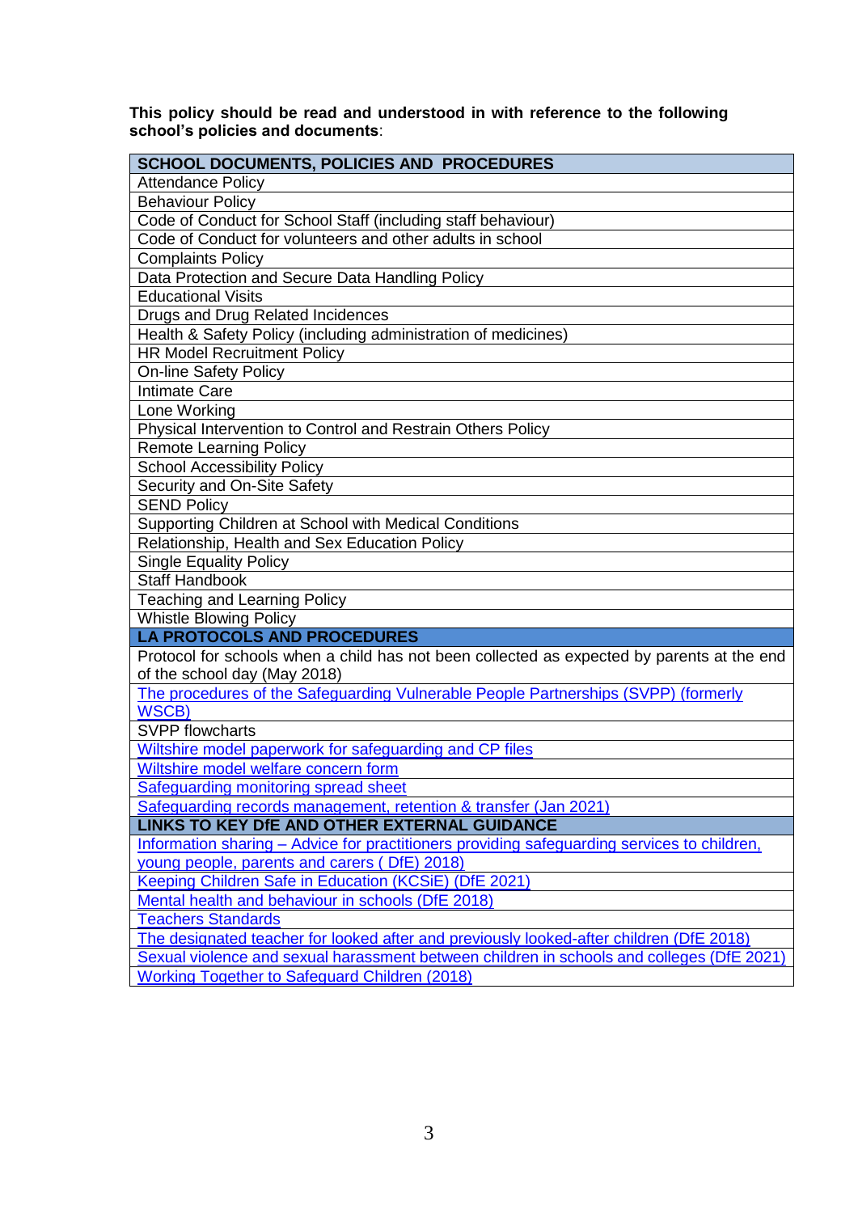**This policy should be read and understood in with reference to the following school's policies and documents**:

| SCHOOL DOCUMENTS, POLICIES AND PROCEDURES |
|---|
| Attendance Policy |
| Behaviour Policy |
| Code of Conduct for School Staff (including staff behaviour) |
| Code of Conduct for volunteers and other adults in school |
| Complaints Policy |
| Data Protection and Secure Data Handling Policy |
| Educational Visits |
| Drugs and Drug Related Incidences |
| Health & Safety Policy (including administration of medicines) |
| HR Model Recruitment Policy |
| On-line Safety Policy |
| Intimate Care |
| Lone Working |
| Physical Intervention to Control and Restrain Others Policy |
| Remote Learning Policy |
| School Accessibility Policy |
| Security and On-Site Safety |
| SEND Policy |
| Supporting Children at School with Medical Conditions |
| Relationship, Health and Sex Education Policy |
| Single Equality Policy |
| Staff Handbook |
| Teaching and Learning Policy |
| Whistle Blowing Policy |
| **LA PROTOCOLS AND PROCEDURES** |
| Protocol for schools when a child has not been collected as expected by parents at the end of the school day (May 2018) |
| The procedures of the Safeguarding Vulnerable People Partnerships (SVPP) (formerly WSCB) |
| SVPP flowcharts |
| Wiltshire model paperwork for safeguarding and CP files |
| Wiltshire model welfare concern form |
| Safeguarding monitoring spread sheet |
| Safeguarding records management, retention & transfer (Jan 2021) |
| **LINKS TO KEY DfE AND OTHER EXTERNAL GUIDANCE** |
| Information sharing – Advice for practitioners providing safeguarding services to children, young people, parents and carers ( DfE) 2018) |
| Keeping Children Safe in Education (KCSiE) (DfE 2021) |
| Mental health and behaviour in schools (DfE 2018) |
| Teachers Standards |
| The designated teacher for looked after and previously looked-after children (DfE 2018) |
| Sexual violence and sexual harassment between children in schools and colleges (DfE 2021) |
| Working Together to Safeguard Children (2018) |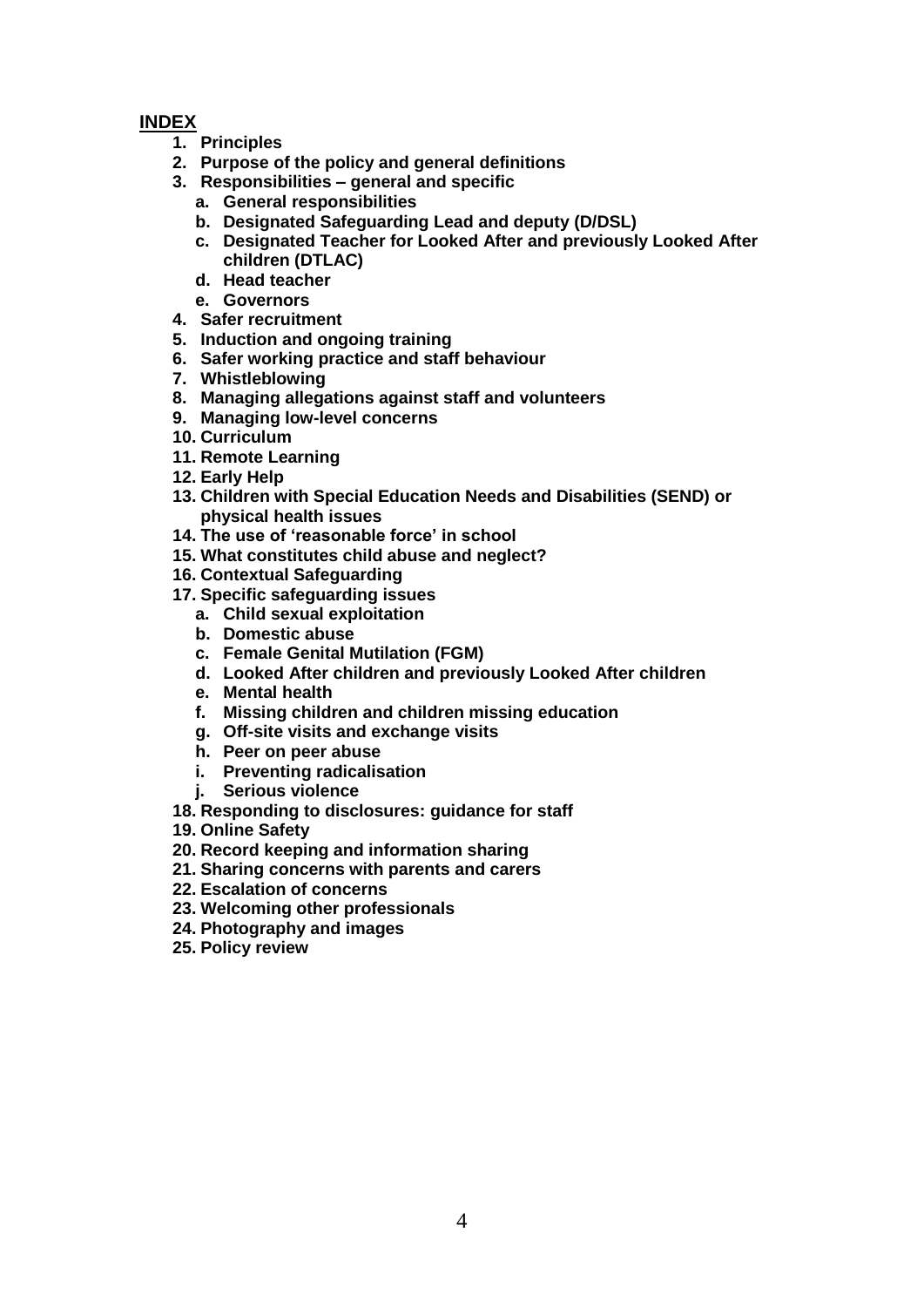## INDEX

1. **Principles**
2. **Purpose of the policy and general definitions**
3. **Responsibilities – general and specific**
   a. **General responsibilities**
   b. **Designated Safeguarding Lead and deputy (D/DSL)**
   c. **Designated Teacher for Looked After and previously Looked After children (DTLAC)**
   d. **Head teacher**
   e. **Governors**
4. **Safer recruitment**
5. **Induction and ongoing training**
6. **Safer working practice and staff behaviour**
7. **Whistleblowing**
8. **Managing allegations against staff and volunteers**
9. **Managing low-level concerns**
10. **Curriculum**
11. **Remote Learning**
12. **Early Help**
13. **Children with Special Education Needs and Disabilities (SEND) or physical health issues**
14. **The use of 'reasonable force' in school**
15. **What constitutes child abuse and neglect?**
16. **Contextual Safeguarding**
17. **Specific safeguarding issues**
    a. **Child sexual exploitation**
    b. **Domestic abuse**
    c. **Female Genital Mutilation (FGM)**
    d. **Looked After children and previously Looked After children**
    e. **Mental health**
    f. **Missing children and children missing education**
    g. **Off-site visits and exchange visits**
    h. **Peer on peer abuse**
    i. **Preventing radicalisation**
    j. **Serious violence**
18. **Responding to disclosures: guidance for staff**
19. **Online Safety**
20. **Record keeping and information sharing**
21. **Sharing concerns with parents and carers**
22. **Escalation of concerns**
23. **Welcoming other professionals**
24. **Photography and images**
25. **Policy review**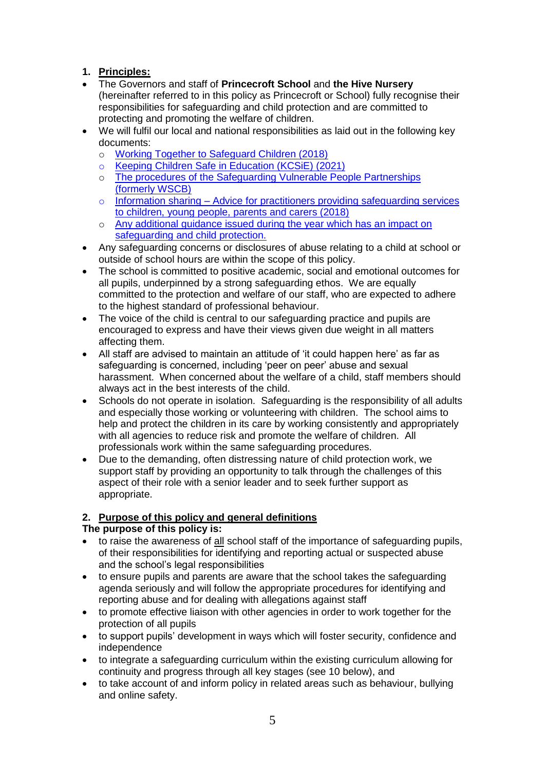## 1. Principles:

- The Governors and staff of **Princecroft School** and **the Hive Nursery** (hereinafter referred to in this policy as Princecroft or School) fully recognise their responsibilities for safeguarding and child protection and are committed to protecting and promoting the welfare of children.
- We will fulfil our local and national responsibilities as laid out in the following key documents:
  - Working Together to Safeguard Children (2018)
  - Keeping Children Safe in Education (KCSiE) (2021)
  - The procedures of the Safeguarding Vulnerable People Partnerships (formerly WSCB)
  - Information sharing – Advice for practitioners providing safeguarding services to children, young people, parents and carers (2018)
  - Any additional guidance issued during the year which has an impact on safeguarding and child protection.
- Any safeguarding concerns or disclosures of abuse relating to a child at school or outside of school hours are within the scope of this policy.
- The school is committed to positive academic, social and emotional outcomes for all pupils, underpinned by a strong safeguarding ethos. We are equally committed to the protection and welfare of our staff, who are expected to adhere to the highest standard of professional behaviour.
- The voice of the child is central to our safeguarding practice and pupils are encouraged to express and have their views given due weight in all matters affecting them.
- All staff are advised to maintain an attitude of 'it could happen here' as far as safeguarding is concerned, including 'peer on peer' abuse and sexual harassment. When concerned about the welfare of a child, staff members should always act in the best interests of the child.
- Schools do not operate in isolation. Safeguarding is the responsibility of all adults and especially those working or volunteering with children. The school aims to help and protect the children in its care by working consistently and appropriately with all agencies to reduce risk and promote the welfare of children. All professionals work within the same safeguarding procedures.
- Due to the demanding, often distressing nature of child protection work, we support staff by providing an opportunity to talk through the challenges of this aspect of their role with a senior leader and to seek further support as appropriate.

## 2. Purpose of this policy and general definitions

**The purpose of this policy is:**

- to raise the awareness of all school staff of the importance of safeguarding pupils, of their responsibilities for identifying and reporting actual or suspected abuse and the school's legal responsibilities
- to ensure pupils and parents are aware that the school takes the safeguarding agenda seriously and will follow the appropriate procedures for identifying and reporting abuse and for dealing with allegations against staff
- to promote effective liaison with other agencies in order to work together for the protection of all pupils
- to support pupils' development in ways which will foster security, confidence and independence
- to integrate a safeguarding curriculum within the existing curriculum allowing for continuity and progress through all key stages (see 10 below), and
- to take account of and inform policy in related areas such as behaviour, bullying and online safety.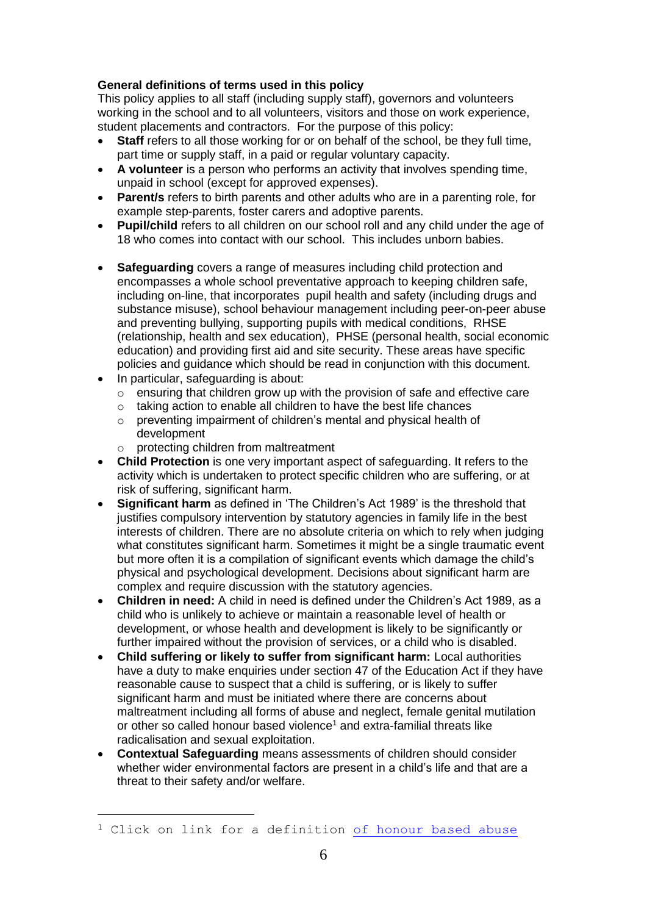**General definitions of terms used in this policy**

This policy applies to all staff (including supply staff), governors and volunteers working in the school and to all volunteers, visitors and those on work experience, student placements and contractors. For the purpose of this policy:

- **Staff** refers to all those working for or on behalf of the school, be they full time, part time or supply staff, in a paid or regular voluntary capacity.
- **A volunteer** is a person who performs an activity that involves spending time, unpaid in school (except for approved expenses).
- **Parent/s** refers to birth parents and other adults who are in a parenting role, for example step-parents, foster carers and adoptive parents.
- **Pupil/child** refers to all children on our school roll and any child under the age of 18 who comes into contact with our school. This includes unborn babies.
- **Safeguarding** covers a range of measures including child protection and encompasses a whole school preventative approach to keeping children safe, including on-line, that incorporates pupil health and safety (including drugs and substance misuse), school behaviour management including peer-on-peer abuse and preventing bullying, supporting pupils with medical conditions, RHSE (relationship, health and sex education), PHSE (personal health, social economic education) and providing first aid and site security. These areas have specific policies and guidance which should be read in conjunction with this document.
- In particular, safeguarding is about:
  - ensuring that children grow up with the provision of safe and effective care
  - taking action to enable all children to have the best life chances
  - preventing impairment of children's mental and physical health of development
  - protecting children from maltreatment
- **Child Protection** is one very important aspect of safeguarding. It refers to the activity which is undertaken to protect specific children who are suffering, or at risk of suffering, significant harm.
- **Significant harm** as defined in 'The Children's Act 1989' is the threshold that justifies compulsory intervention by statutory agencies in family life in the best interests of children. There are no absolute criteria on which to rely when judging what constitutes significant harm. Sometimes it might be a single traumatic event but more often it is a compilation of significant events which damage the child's physical and psychological development. Decisions about significant harm are complex and require discussion with the statutory agencies.
- **Children in need:** A child in need is defined under the Children's Act 1989, as a child who is unlikely to achieve or maintain a reasonable level of health or development, or whose health and development is likely to be significantly or further impaired without the provision of services, or a child who is disabled.
- **Child suffering or likely to suffer from significant harm:** Local authorities have a duty to make enquiries under section 47 of the Education Act if they have reasonable cause to suspect that a child is suffering, or is likely to suffer significant harm and must be initiated where there are concerns about maltreatment including all forms of abuse and neglect, female genital mutilation or other so called honour based violence[1] and extra-familial threats like radicalisation and sexual exploitation.
- **Contextual Safeguarding** means assessments of children should consider whether wider environmental factors are present in a child's life and that are a threat to their safety and/or welfare.

[1] Click on link for a definition of honour based abuse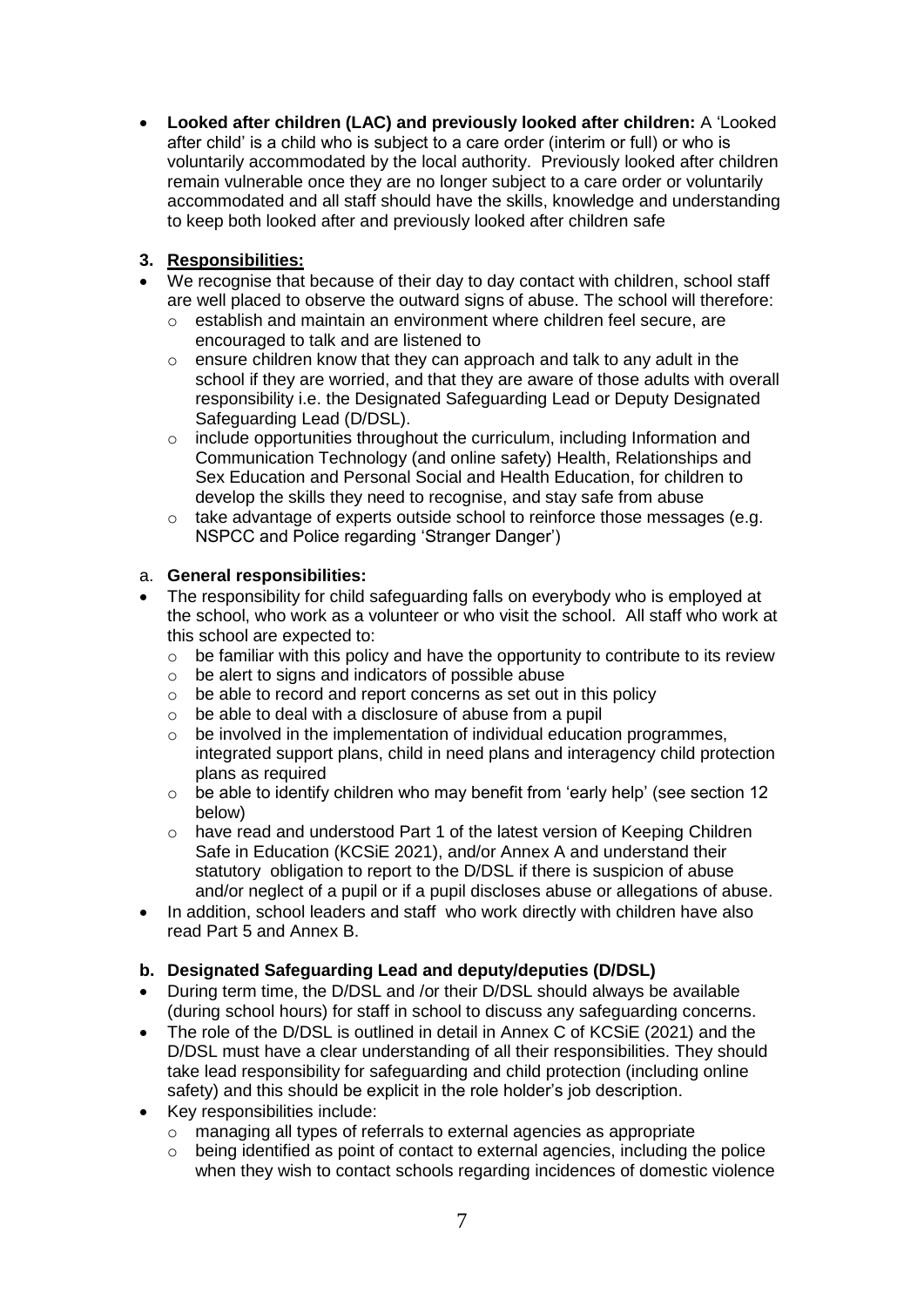- **Looked after children (LAC) and previously looked after children:** A 'Looked after child' is a child who is subject to a care order (interim or full) or who is voluntarily accommodated by the local authority. Previously looked after children remain vulnerable once they are no longer subject to a care order or voluntarily accommodated and all staff should have the skills, knowledge and understanding to keep both looked after and previously looked after children safe

### 3. Responsibilities:

- We recognise that because of their day to day contact with children, school staff are well placed to observe the outward signs of abuse. The school will therefore:
  - establish and maintain an environment where children feel secure, are encouraged to talk and are listened to
  - ensure children know that they can approach and talk to any adult in the school if they are worried, and that they are aware of those adults with overall responsibility i.e. the Designated Safeguarding Lead or Deputy Designated Safeguarding Lead (D/DSL).
  - include opportunities throughout the curriculum, including Information and Communication Technology (and online safety) Health, Relationships and Sex Education and Personal Social and Health Education, for children to develop the skills they need to recognise, and stay safe from abuse
  - take advantage of experts outside school to reinforce those messages (e.g. NSPCC and Police regarding 'Stranger Danger')

#### a. General responsibilities:

- The responsibility for child safeguarding falls on everybody who is employed at the school, who work as a volunteer or who visit the school. All staff who work at this school are expected to:
  - be familiar with this policy and have the opportunity to contribute to its review
  - be alert to signs and indicators of possible abuse
  - be able to record and report concerns as set out in this policy
  - be able to deal with a disclosure of abuse from a pupil
  - be involved in the implementation of individual education programmes, integrated support plans, child in need plans and interagency child protection plans as required
  - be able to identify children who may benefit from 'early help' (see section 12 below)
  - have read and understood Part 1 of the latest version of Keeping Children Safe in Education (KCSiE 2021), and/or Annex A and understand their statutory obligation to report to the D/DSL if there is suspicion of abuse and/or neglect of a pupil or if a pupil discloses abuse or allegations of abuse.
- In addition, school leaders and staff who work directly with children have also read Part 5 and Annex B.

#### b. Designated Safeguarding Lead and deputy/deputies (D/DSL)

- During term time, the D/DSL and /or their D/DSL should always be available (during school hours) for staff in school to discuss any safeguarding concerns.
- The role of the D/DSL is outlined in detail in Annex C of KCSiE (2021) and the D/DSL must have a clear understanding of all their responsibilities. They should take lead responsibility for safeguarding and child protection (including online safety) and this should be explicit in the role holder's job description.
- Key responsibilities include:
  - managing all types of referrals to external agencies as appropriate
  - being identified as point of contact to external agencies, including the police when they wish to contact schools regarding incidences of domestic violence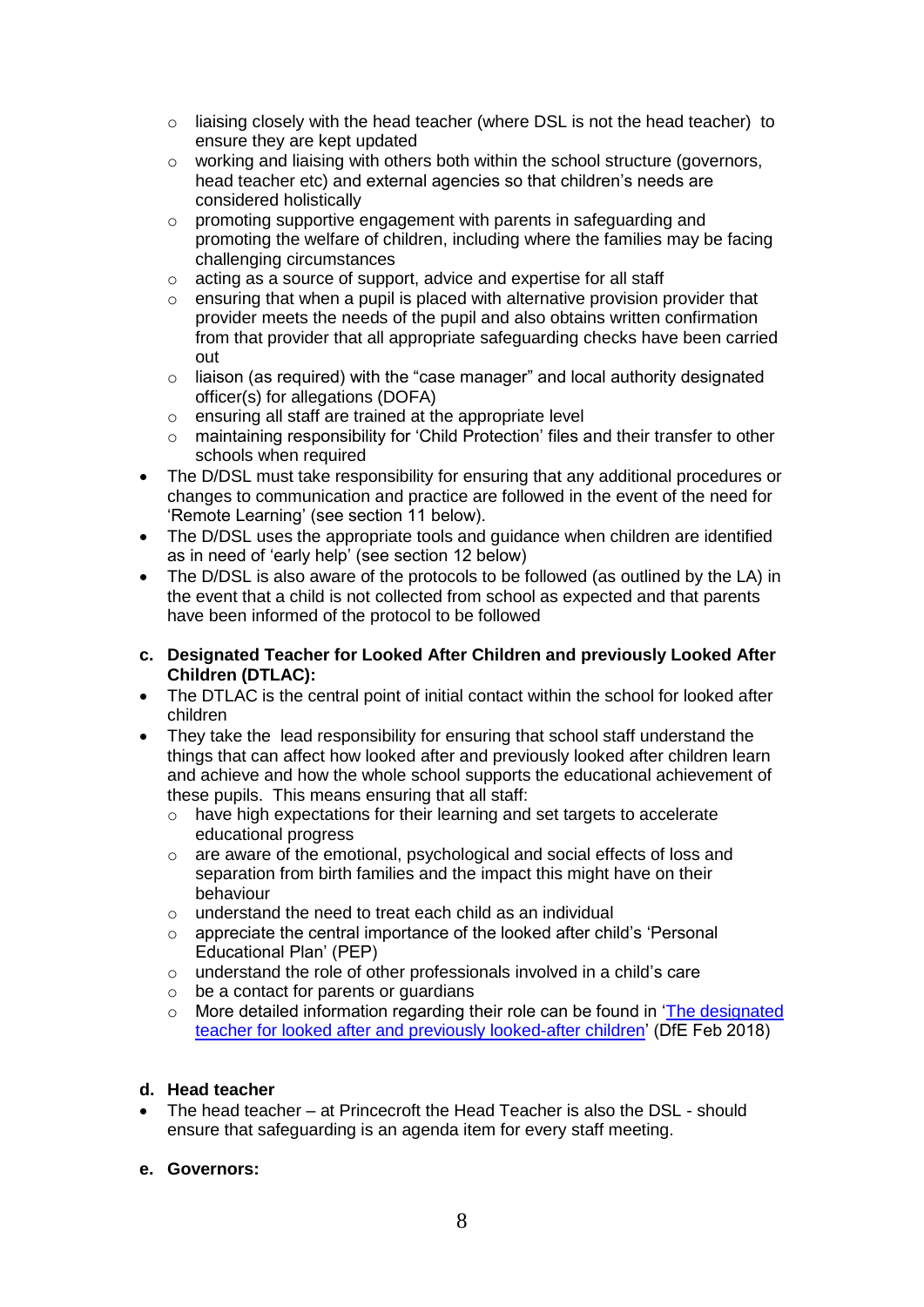- liaising closely with the head teacher (where DSL is not the head teacher) to ensure they are kept updated
  - working and liaising with others both within the school structure (governors, head teacher etc) and external agencies so that children's needs are considered holistically
  - promoting supportive engagement with parents in safeguarding and promoting the welfare of children, including where the families may be facing challenging circumstances
  - acting as a source of support, advice and expertise for all staff
  - ensuring that when a pupil is placed with alternative provision provider that provider meets the needs of the pupil and also obtains written confirmation from that provider that all appropriate safeguarding checks have been carried out
  - liaison (as required) with the "case manager" and local authority designated officer(s) for allegations (DOFA)
  - ensuring all staff are trained at the appropriate level
  - maintaining responsibility for 'Child Protection' files and their transfer to other schools when required
- The D/DSL must take responsibility for ensuring that any additional procedures or changes to communication and practice are followed in the event of the need for 'Remote Learning' (see section 11 below).
- The D/DSL uses the appropriate tools and guidance when children are identified as in need of 'early help' (see section 12 below)
- The D/DSL is also aware of the protocols to be followed (as outlined by the LA) in the event that a child is not collected from school as expected and that parents have been informed of the protocol to be followed

**c. Designated Teacher for Looked After Children and previously Looked After Children (DTLAC):**

- The DTLAC is the central point of initial contact within the school for looked after children
- They take the lead responsibility for ensuring that school staff understand the things that can affect how looked after and previously looked after children learn and achieve and how the whole school supports the educational achievement of these pupils. This means ensuring that all staff:
  - have high expectations for their learning and set targets to accelerate educational progress
  - are aware of the emotional, psychological and social effects of loss and separation from birth families and the impact this might have on their behaviour
  - understand the need to treat each child as an individual
  - appreciate the central importance of the looked after child's 'Personal Educational Plan' (PEP)
  - understand the role of other professionals involved in a child's care
  - be a contact for parents or guardians
  - More detailed information regarding their role can be found in 'The designated teacher for looked after and previously looked-after children' (DfE Feb 2018)

**d. Head teacher**

- The head teacher – at Princecroft the Head Teacher is also the DSL - should ensure that safeguarding is an agenda item for every staff meeting.

**e. Governors:**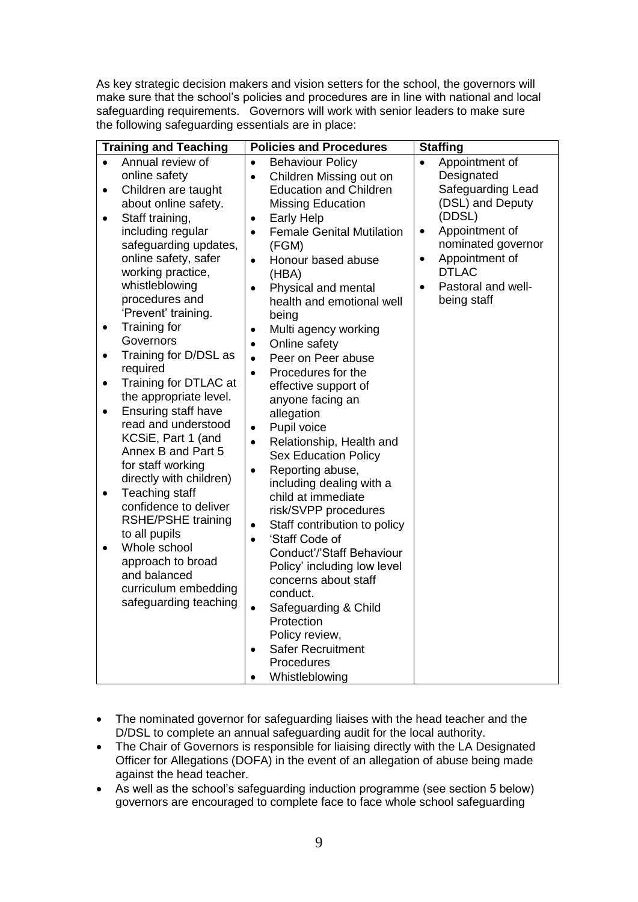As key strategic decision makers and vision setters for the school, the governors will make sure that the school's policies and procedures are in line with national and local safeguarding requirements. Governors will work with senior leaders to make sure the following safeguarding essentials are in place:

| Training and Teaching | Policies and Procedures | Staffing |
|---|---|---|
| • Annual review of online safety<br>• Children are taught about online safety.<br>• Staff training, including regular safeguarding updates, online safety, safer working practice, whistleblowing procedures and 'Prevent' training.<br>• Training for Governors<br>• Training for D/DSL as required<br>• Training for DTLAC at the appropriate level.<br>• Ensuring staff have read and understood KCSiE, Part 1 (and Annex B and Part 5 for staff working directly with children)<br>• Teaching staff confidence to deliver RSHE/PSHE training to all pupils<br>• Whole school approach to broad and balanced curriculum embedding safeguarding teaching | • Behaviour Policy<br>• Children Missing out on Education and Children Missing Education<br>• Early Help<br>• Female Genital Mutilation (FGM)<br>• Honour based abuse (HBA)<br>• Physical and mental health and emotional well being<br>• Multi agency working<br>• Online safety<br>• Peer on Peer abuse<br>• Procedures for the effective support of anyone facing an allegation<br>• Pupil voice<br>• Relationship, Health and Sex Education Policy<br>• Reporting abuse, including dealing with a child at immediate risk/SVPP procedures<br>• Staff contribution to policy<br>• 'Staff Code of Conduct'/'Staff Behaviour Policy' including low level concerns about staff conduct.<br>• Safeguarding & Child Protection Policy review,<br>• Safer Recruitment Procedures<br>• Whistleblowing | • Appointment of Designated Safeguarding Lead (DSL) and Deputy (DDSL)<br>• Appointment of nominated governor<br>• Appointment of DTLAC<br>• Pastoral and well-being staff |

- The nominated governor for safeguarding liaises with the head teacher and the D/DSL to complete an annual safeguarding audit for the local authority.
- The Chair of Governors is responsible for liaising directly with the LA Designated Officer for Allegations (DOFA) in the event of an allegation of abuse being made against the head teacher.
- As well as the school's safeguarding induction programme (see section 5 below) governors are encouraged to complete face to face whole school safeguarding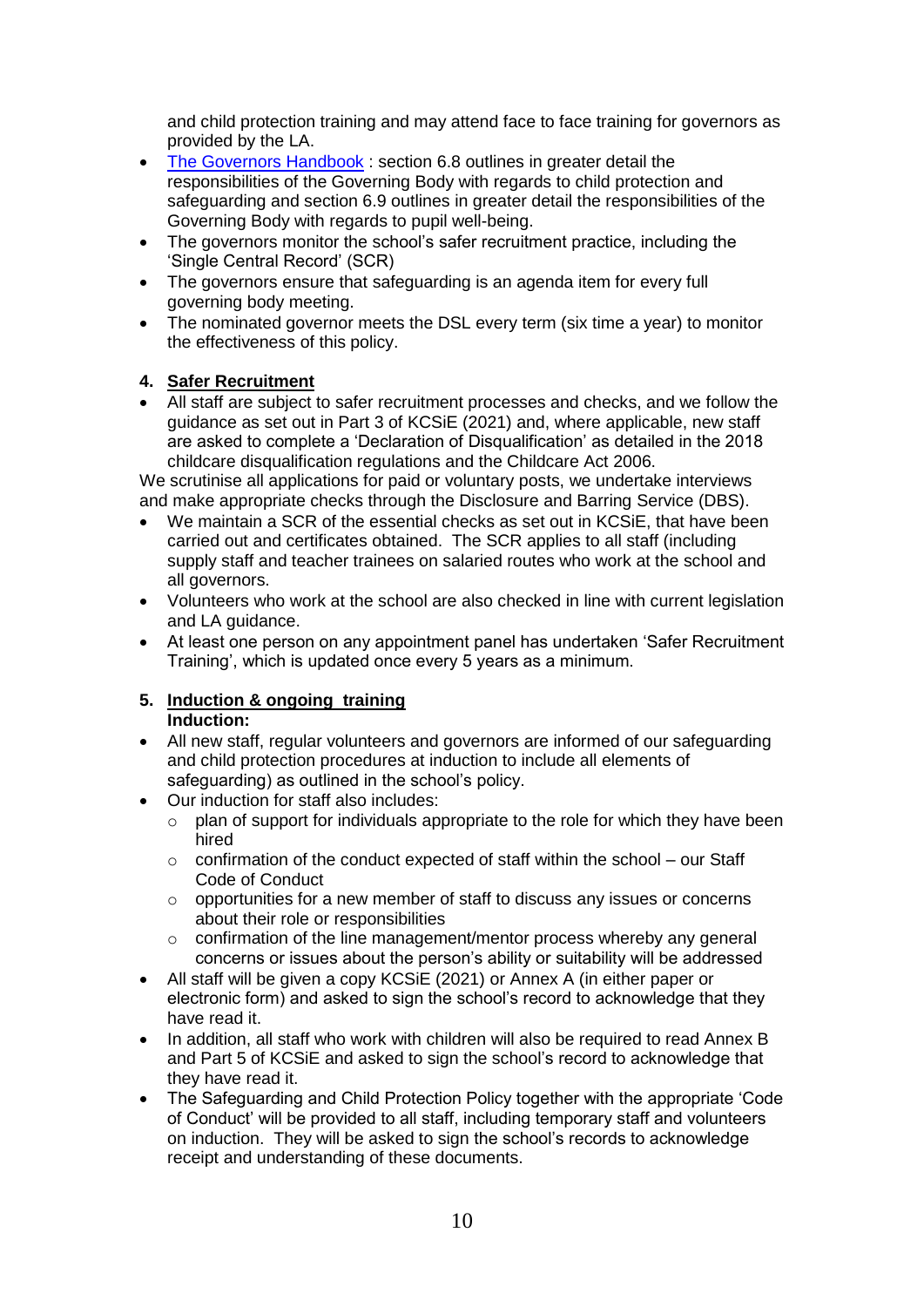and child protection training and may attend face to face training for governors as provided by the LA.

- [The Governors Handbook](#) : section 6.8 outlines in greater detail the responsibilities of the Governing Body with regards to child protection and safeguarding and section 6.9 outlines in greater detail the responsibilities of the Governing Body with regards to pupil well-being.
- The governors monitor the school's safer recruitment practice, including the 'Single Central Record' (SCR)
- The governors ensure that safeguarding is an agenda item for every full governing body meeting.
- The nominated governor meets the DSL every term (six time a year) to monitor the effectiveness of this policy.

## 4. <u>Safer Recruitment</u>

- All staff are subject to safer recruitment processes and checks, and we follow the guidance as set out in Part 3 of KCSiE (2021) and, where applicable, new staff are asked to complete a 'Declaration of Disqualification' as detailed in the 2018 childcare disqualification regulations and the Childcare Act 2006.

We scrutinise all applications for paid or voluntary posts, we undertake interviews and make appropriate checks through the Disclosure and Barring Service (DBS).

- We maintain a SCR of the essential checks as set out in KCSiE, that have been carried out and certificates obtained. The SCR applies to all staff (including supply staff and teacher trainees on salaried routes who work at the school and all governors.
- Volunteers who work at the school are also checked in line with current legislation and LA guidance.
- At least one person on any appointment panel has undertaken 'Safer Recruitment Training', which is updated once every 5 years as a minimum.

## 5. <u>Induction & ongoing training</u>

**Induction:**

- All new staff, regular volunteers and governors are informed of our safeguarding and child protection procedures at induction to include all elements of safeguarding) as outlined in the school's policy.
- Our induction for staff also includes:
  - plan of support for individuals appropriate to the role for which they have been hired
  - confirmation of the conduct expected of staff within the school – our Staff Code of Conduct
  - opportunities for a new member of staff to discuss any issues or concerns about their role or responsibilities
  - confirmation of the line management/mentor process whereby any general concerns or issues about the person's ability or suitability will be addressed
- All staff will be given a copy KCSiE (2021) or Annex A (in either paper or electronic form) and asked to sign the school's record to acknowledge that they have read it.
- In addition, all staff who work with children will also be required to read Annex B and Part 5 of KCSiE and asked to sign the school's record to acknowledge that they have read it.
- The Safeguarding and Child Protection Policy together with the appropriate 'Code of Conduct' will be provided to all staff, including temporary staff and volunteers on induction. They will be asked to sign the school's records to acknowledge receipt and understanding of these documents.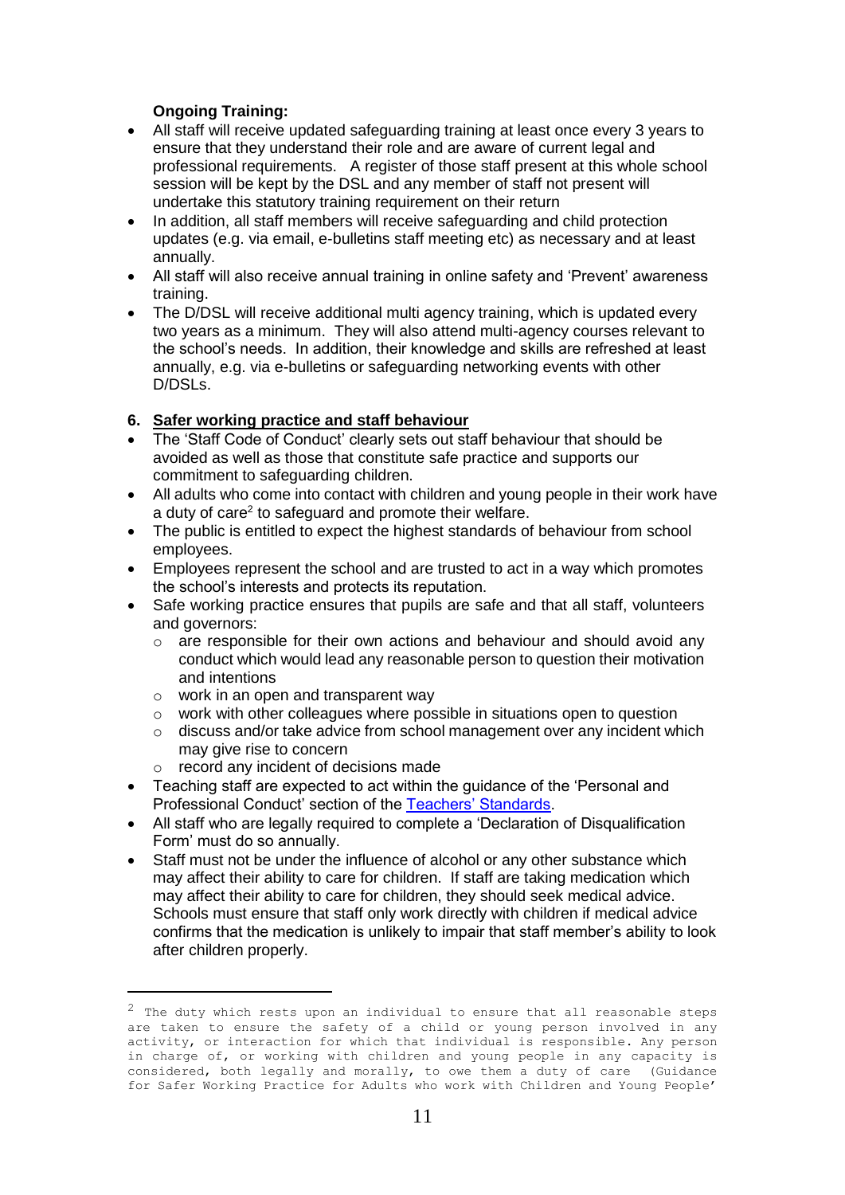**Ongoing Training:**

- All staff will receive updated safeguarding training at least once every 3 years to ensure that they understand their role and are aware of current legal and professional requirements. A register of those staff present at this whole school session will be kept by the DSL and any member of staff not present will undertake this statutory training requirement on their return
- In addition, all staff members will receive safeguarding and child protection updates (e.g. via email, e-bulletins staff meeting etc) as necessary and at least annually.
- All staff will also receive annual training in online safety and 'Prevent' awareness training.
- The D/DSL will receive additional multi agency training, which is updated every two years as a minimum. They will also attend multi-agency courses relevant to the school's needs. In addition, their knowledge and skills are refreshed at least annually, e.g. via e-bulletins or safeguarding networking events with other D/DSLs.

## 6. Safer working practice and staff behaviour

- The 'Staff Code of Conduct' clearly sets out staff behaviour that should be avoided as well as those that constitute safe practice and supports our commitment to safeguarding children.
- All adults who come into contact with children and young people in their work have a duty of care[2] to safeguard and promote their welfare.
- The public is entitled to expect the highest standards of behaviour from school employees.
- Employees represent the school and are trusted to act in a way which promotes the school's interests and protects its reputation.
- Safe working practice ensures that pupils are safe and that all staff, volunteers and governors:
  - are responsible for their own actions and behaviour and should avoid any conduct which would lead any reasonable person to question their motivation and intentions
  - work in an open and transparent way
  - work with other colleagues where possible in situations open to question
  - discuss and/or take advice from school management over any incident which may give rise to concern
  - record any incident of decisions made
- Teaching staff are expected to act within the guidance of the 'Personal and Professional Conduct' section of the [Teachers' Standards](#).
- All staff who are legally required to complete a 'Declaration of Disqualification Form' must do so annually.
- Staff must not be under the influence of alcohol or any other substance which may affect their ability to care for children. If staff are taking medication which may affect their ability to care for children, they should seek medical advice. Schools must ensure that staff only work directly with children if medical advice confirms that the medication is unlikely to impair that staff member's ability to look after children properly.

---

[2] The duty which rests upon an individual to ensure that all reasonable steps are taken to ensure the safety of a child or young person involved in any activity, or interaction for which that individual is responsible. Any person in charge of, or working with children and young people in any capacity is considered, both legally and morally, to owe them a duty of care (Guidance for Safer Working Practice for Adults who work with Children and Young People'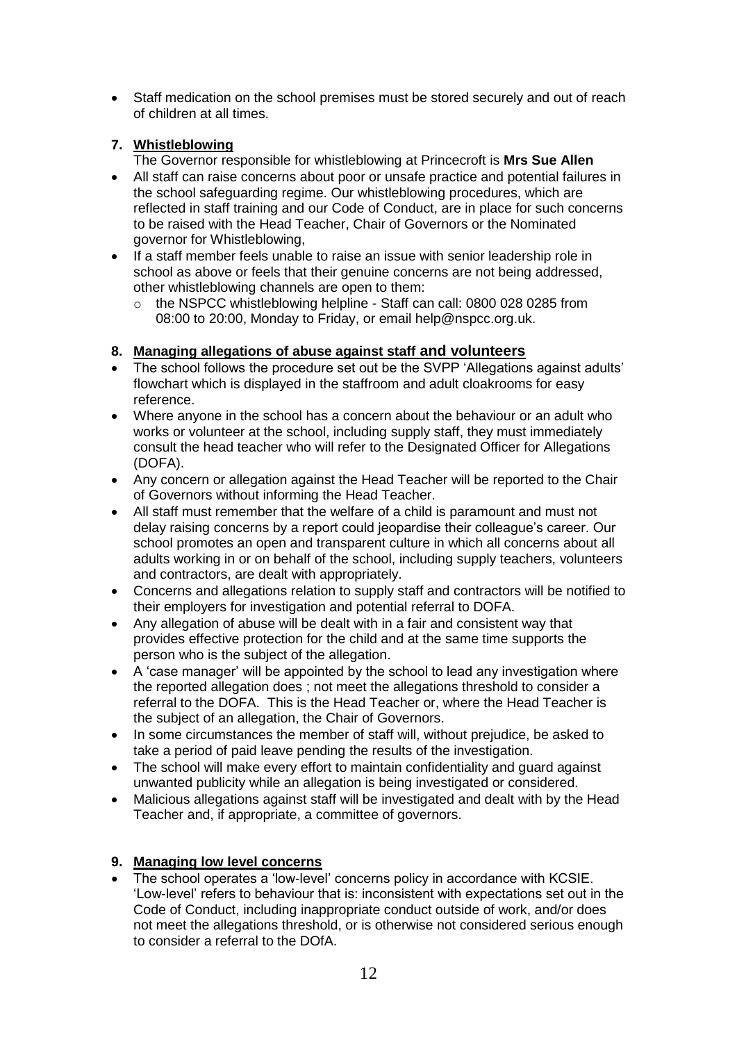- Staff medication on the school premises must be stored securely and out of reach of children at all times.

## 7. Whistleblowing

The Governor responsible for whistleblowing at Princecroft is **Mrs Sue Allen**

- All staff can raise concerns about poor or unsafe practice and potential failures in the school safeguarding regime. Our whistleblowing procedures, which are reflected in staff training and our Code of Conduct, are in place for such concerns to be raised with the Head Teacher, Chair of Governors or the Nominated governor for Whistleblowing,
- If a staff member feels unable to raise an issue with senior leadership role in school as above or feels that their genuine concerns are not being addressed, other whistleblowing channels are open to them:
    - the NSPCC whistleblowing helpline - Staff can call: 0800 028 0285 from 08:00 to 20:00, Monday to Friday, or email help@nspcc.org.uk.

## 8. Managing allegations of abuse against staff and volunteers

- The school follows the procedure set out be the SVPP 'Allegations against adults' flowchart which is displayed in the staffroom and adult cloakrooms for easy reference.
- Where anyone in the school has a concern about the behaviour or an adult who works or volunteer at the school, including supply staff, they must immediately consult the head teacher who will refer to the Designated Officer for Allegations (DOFA).
- Any concern or allegation against the Head Teacher will be reported to the Chair of Governors without informing the Head Teacher.
- All staff must remember that the welfare of a child is paramount and must not delay raising concerns by a report could jeopardise their colleague's career. Our school promotes an open and transparent culture in which all concerns about all adults working in or on behalf of the school, including supply teachers, volunteers and contractors, are dealt with appropriately.
- Concerns and allegations relation to supply staff and contractors will be notified to their employers for investigation and potential referral to DOFA.
- Any allegation of abuse will be dealt with in a fair and consistent way that provides effective protection for the child and at the same time supports the person who is the subject of the allegation.
- A 'case manager' will be appointed by the school to lead any investigation where the reported allegation does ; not meet the allegations threshold to consider a referral to the DOFA. This is the Head Teacher or, where the Head Teacher is the subject of an allegation, the Chair of Governors.
- In some circumstances the member of staff will, without prejudice, be asked to take a period of paid leave pending the results of the investigation.
- The school will make every effort to maintain confidentiality and guard against unwanted publicity while an allegation is being investigated or considered.
- Malicious allegations against staff will be investigated and dealt with by the Head Teacher and, if appropriate, a committee of governors.

## 9. Managing low level concerns

- The school operates a 'low-level' concerns policy in accordance with KCSIE. 'Low-level' refers to behaviour that is: inconsistent with expectations set out in the Code of Conduct, including inappropriate conduct outside of work, and/or does not meet the allegations threshold, or is otherwise not considered serious enough to consider a referral to the DOfA.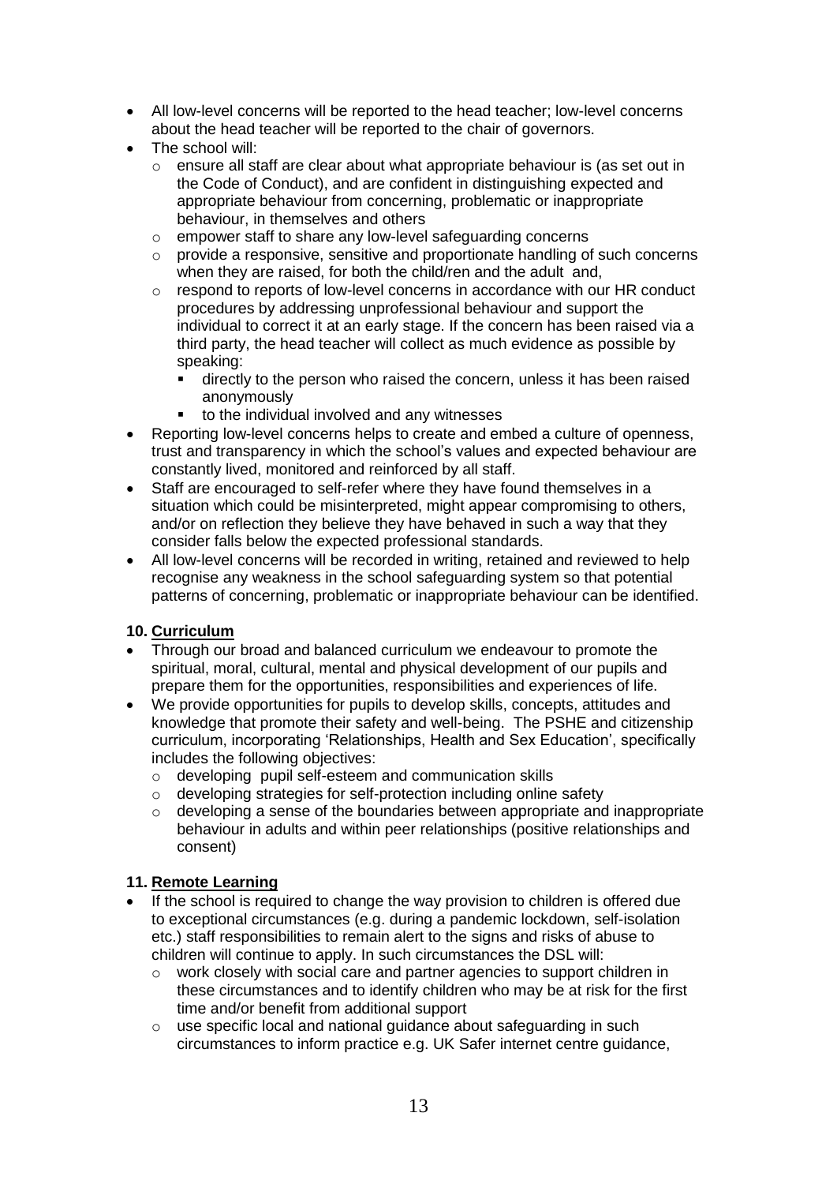- All low-level concerns will be reported to the head teacher; low-level concerns about the head teacher will be reported to the chair of governors.
- The school will:
  - ensure all staff are clear about what appropriate behaviour is (as set out in the Code of Conduct), and are confident in distinguishing expected and appropriate behaviour from concerning, problematic or inappropriate behaviour, in themselves and others
  - empower staff to share any low-level safeguarding concerns
  - provide a responsive, sensitive and proportionate handling of such concerns when they are raised, for both the child/ren and the adult and,
  - respond to reports of low-level concerns in accordance with our HR conduct procedures by addressing unprofessional behaviour and support the individual to correct it at an early stage. If the concern has been raised via a third party, the head teacher will collect as much evidence as possible by speaking:
    - directly to the person who raised the concern, unless it has been raised anonymously
    - to the individual involved and any witnesses
- Reporting low-level concerns helps to create and embed a culture of openness, trust and transparency in which the school's values and expected behaviour are constantly lived, monitored and reinforced by all staff.
- Staff are encouraged to self-refer where they have found themselves in a situation which could be misinterpreted, might appear compromising to others, and/or on reflection they believe they have behaved in such a way that they consider falls below the expected professional standards.
- All low-level concerns will be recorded in writing, retained and reviewed to help recognise any weakness in the school safeguarding system so that potential patterns of concerning, problematic or inappropriate behaviour can be identified.

## 10. Curriculum

- Through our broad and balanced curriculum we endeavour to promote the spiritual, moral, cultural, mental and physical development of our pupils and prepare them for the opportunities, responsibilities and experiences of life.
- We provide opportunities for pupils to develop skills, concepts, attitudes and knowledge that promote their safety and well-being. The PSHE and citizenship curriculum, incorporating 'Relationships, Health and Sex Education', specifically includes the following objectives:
  - developing pupil self-esteem and communication skills
  - developing strategies for self-protection including online safety
  - developing a sense of the boundaries between appropriate and inappropriate behaviour in adults and within peer relationships (positive relationships and consent)

## 11. Remote Learning

- If the school is required to change the way provision to children is offered due to exceptional circumstances (e.g. during a pandemic lockdown, self-isolation etc.) staff responsibilities to remain alert to the signs and risks of abuse to children will continue to apply. In such circumstances the DSL will:
  - work closely with social care and partner agencies to support children in these circumstances and to identify children who may be at risk for the first time and/or benefit from additional support
  - use specific local and national guidance about safeguarding in such circumstances to inform practice e.g. UK Safer internet centre guidance,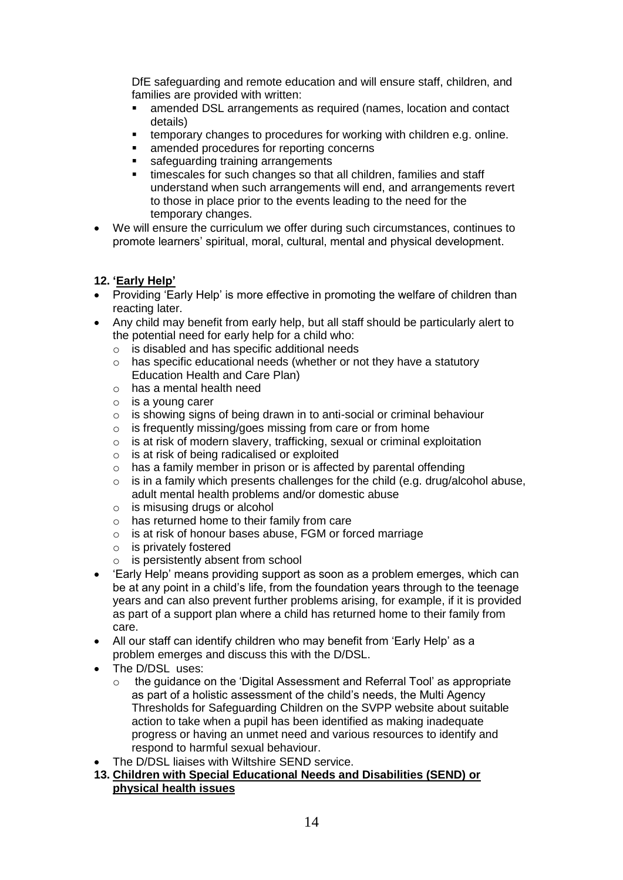DfE safeguarding and remote education and will ensure staff, children, and families are provided with written:

- amended DSL arrangements as required (names, location and contact details)
- temporary changes to procedures for working with children e.g. online.
- amended procedures for reporting concerns
- safeguarding training arrangements
- timescales for such changes so that all children, families and staff understand when such arrangements will end, and arrangements revert to those in place prior to the events leading to the need for the temporary changes.

- We will ensure the curriculum we offer during such circumstances, continues to promote learners' spiritual, moral, cultural, mental and physical development.

## 12. '<u>Early Help</u>'

- Providing 'Early Help' is more effective in promoting the welfare of children than reacting later.
- Any child may benefit from early help, but all staff should be particularly alert to the potential need for early help for a child who:
  - is disabled and has specific additional needs
  - has specific educational needs (whether or not they have a statutory Education Health and Care Plan)
  - has a mental health need
  - is a young carer
  - is showing signs of being drawn in to anti-social or criminal behaviour
  - is frequently missing/goes missing from care or from home
  - is at risk of modern slavery, trafficking, sexual or criminal exploitation
  - is at risk of being radicalised or exploited
  - has a family member in prison or is affected by parental offending
  - is in a family which presents challenges for the child (e.g. drug/alcohol abuse, adult mental health problems and/or domestic abuse
  - is misusing drugs or alcohol
  - has returned home to their family from care
  - is at risk of honour bases abuse, FGM or forced marriage
  - is privately fostered
  - is persistently absent from school
- 'Early Help' means providing support as soon as a problem emerges, which can be at any point in a child's life, from the foundation years through to the teenage years and can also prevent further problems arising, for example, if it is provided as part of a support plan where a child has returned home to their family from care.
- All our staff can identify children who may benefit from 'Early Help' as a problem emerges and discuss this with the D/DSL.
- The D/DSL uses:
  - the guidance on the 'Digital Assessment and Referral Tool' as appropriate as part of a holistic assessment of the child's needs, the Multi Agency Thresholds for Safeguarding Children on the SVPP website about suitable action to take when a pupil has been identified as making inadequate progress or having an unmet need and various resources to identify and respond to harmful sexual behaviour.
- The D/DSL liaises with Wiltshire SEND service.

## 13. <u>Children with Special Educational Needs and Disabilities (SEND) or physical health issues</u>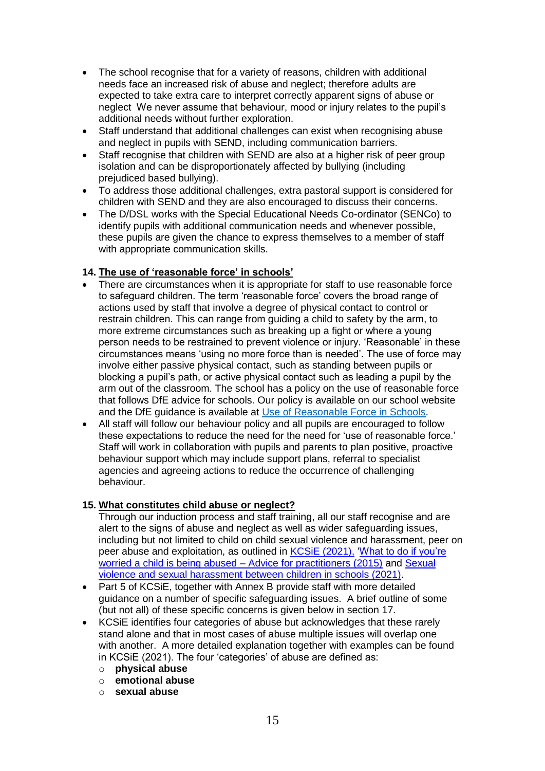- The school recognise that for a variety of reasons, children with additional needs face an increased risk of abuse and neglect; therefore adults are expected to take extra care to interpret correctly apparent signs of abuse or neglect  We never assume that behaviour, mood or injury relates to the pupil's additional needs without further exploration.
- Staff understand that additional challenges can exist when recognising abuse and neglect in pupils with SEND, including communication barriers.
- Staff recognise that children with SEND are also at a higher risk of peer group isolation and can be disproportionately affected by bullying (including prejudiced based bullying).
- To address those additional challenges, extra pastoral support is considered for children with SEND and they are also encouraged to discuss their concerns.
- The D/DSL works with the Special Educational Needs Co-ordinator (SENCo) to identify pupils with additional communication needs and whenever possible, these pupils are given the chance to express themselves to a member of staff with appropriate communication skills.

**14. <u>The use of 'reasonable force' in schools'</u>**

- There are circumstances when it is appropriate for staff to use reasonable force to safeguard children. The term 'reasonable force' covers the broad range of actions used by staff that involve a degree of physical contact to control or restrain children. This can range from guiding a child to safety by the arm, to more extreme circumstances such as breaking up a fight or where a young person needs to be restrained to prevent violence or injury. 'Reasonable' in these circumstances means 'using no more force than is needed'. The use of force may involve either passive physical contact, such as standing between pupils or blocking a pupil's path, or active physical contact such as leading a pupil by the arm out of the classroom. The school has a policy on the use of reasonable force that follows DfE advice for schools. Our policy is available on our school website and the DfE guidance is available at [Use of Reasonable Force in Schools](#).
- All staff will follow our behaviour policy and all pupils are encouraged to follow these expectations to reduce the need for the need for 'use of reasonable force.' Staff will work in collaboration with pupils and parents to plan positive, proactive behaviour support which may include support plans, referral to specialist agencies and agreeing actions to reduce the occurrence of challenging behaviour.

**15. <u>What constitutes child abuse or neglect?</u>**

Through our induction process and staff training, all our staff recognise and are alert to the signs of abuse and neglect as well as wider safeguarding issues, including but not limited to child on child sexual violence and harassment, peer on peer abuse and exploitation, as outlined in [KCSiE (2021),](#) ['What to do if you're worried a child is being abused – Advice for practitioners (2015)](#) and [Sexual violence and sexual harassment between children in schools (2021)](#).

- Part 5 of KCSiE, together with Annex B provide staff with more detailed guidance on a number of specific safeguarding issues.  A brief outline of some (but not all) of these specific concerns is given below in section 17.
- KCSiE identifies four categories of abuse but acknowledges that these rarely stand alone and that in most cases of abuse multiple issues will overlap one with another.  A more detailed explanation together with examples can be found in KCSiE (2021). The four 'categories' of abuse are defined as:
  - **physical abuse**
  - **emotional abuse**
  - **sexual abuse**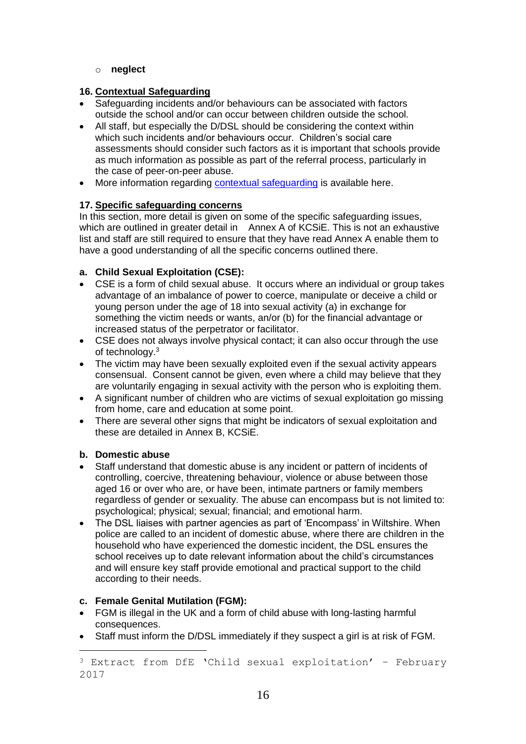- neglect

## 16. Contextual Safeguarding

- Safeguarding incidents and/or behaviours can be associated with factors outside the school and/or can occur between children outside the school.
- All staff, but especially the D/DSL should be considering the context within which such incidents and/or behaviours occur. Children's social care assessments should consider such factors as it is important that schools provide as much information as possible as part of the referral process, particularly in the case of peer-on-peer abuse.
- More information regarding [contextual safeguarding](contextual safeguarding) is available here.

## 17. Specific safeguarding concerns

In this section, more detail is given on some of the specific safeguarding issues, which are outlined in greater detail in Annex A of KCSiE. This is not an exhaustive list and staff are still required to ensure that they have read Annex A enable them to have a good understanding of all the specific concerns outlined there.

### a. Child Sexual Exploitation (CSE):

- CSE is a form of child sexual abuse. It occurs where an individual or group takes advantage of an imbalance of power to coerce, manipulate or deceive a child or young person under the age of 18 into sexual activity (a) in exchange for something the victim needs or wants, and/or (b) for the financial advantage or increased status of the perpetrator or facilitator.
- CSE does not always involve physical contact; it can also occur through the use of technology.[3]
- The victim may have been sexually exploited even if the sexual activity appears consensual. Consent cannot be given, even where a child may believe that they are voluntarily engaging in sexual activity with the person who is exploiting them.
- A significant number of children who are victims of sexual exploitation go missing from home, care and education at some point.
- There are several other signs that might be indicators of sexual exploitation and these are detailed in Annex B, KCSiE.

### b. Domestic abuse

- Staff understand that domestic abuse is any incident or pattern of incidents of controlling, coercive, threatening behaviour, violence or abuse between those aged 16 or over who are, or have been, intimate partners or family members regardless of gender or sexuality. The abuse can encompass but is not limited to: psychological; physical; sexual; financial; and emotional harm.
- The DSL liaises with partner agencies as part of 'Encompass' in Wiltshire. When police are called to an incident of domestic abuse, where there are children in the household who have experienced the domestic incident, the DSL ensures the school receives up to date relevant information about the child's circumstances and will ensure key staff provide emotional and practical support to the child according to their needs.

### c. Female Genital Mutilation (FGM):

- FGM is illegal in the UK and a form of child abuse with long-lasting harmful consequences.
- Staff must inform the D/DSL immediately if they suspect a girl is at risk of FGM.

---

[3] Extract from DfE 'Child sexual exploitation' – February 2017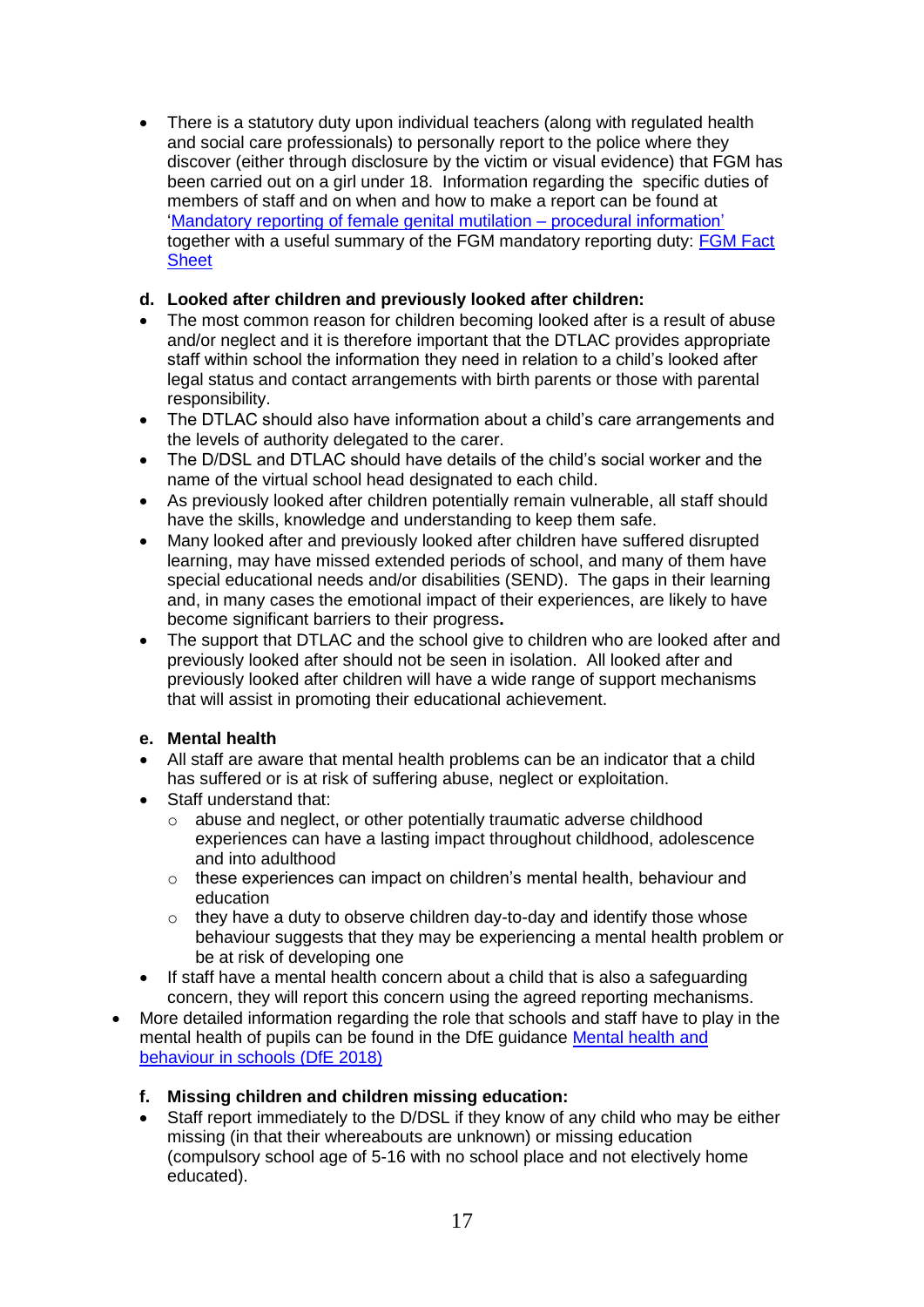- There is a statutory duty upon individual teachers (along with regulated health and social care professionals) to personally report to the police where they discover (either through disclosure by the victim or visual evidence) that FGM has been carried out on a girl under 18. Information regarding the specific duties of members of staff and on when and how to make a report can be found at '[Mandatory reporting of female genital mutilation – procedural information](#)' together with a useful summary of the FGM mandatory reporting duty: [FGM Fact Sheet](#)

**d. Looked after children and previously looked after children:**

- The most common reason for children becoming looked after is a result of abuse and/or neglect and it is therefore important that the DTLAC provides appropriate staff within school the information they need in relation to a child's looked after legal status and contact arrangements with birth parents or those with parental responsibility.
- The DTLAC should also have information about a child's care arrangements and the levels of authority delegated to the carer.
- The D/DSL and DTLAC should have details of the child's social worker and the name of the virtual school head designated to each child.
- As previously looked after children potentially remain vulnerable, all staff should have the skills, knowledge and understanding to keep them safe.
- Many looked after and previously looked after children have suffered disrupted learning, may have missed extended periods of school, and many of them have special educational needs and/or disabilities (SEND). The gaps in their learning and, in many cases the emotional impact of their experiences, are likely to have become significant barriers to their progress**.**
- The support that DTLAC and the school give to children who are looked after and previously looked after should not be seen in isolation. All looked after and previously looked after children will have a wide range of support mechanisms that will assist in promoting their educational achievement.

**e. Mental health**

- All staff are aware that mental health problems can be an indicator that a child has suffered or is at risk of suffering abuse, neglect or exploitation.
- Staff understand that:
  - abuse and neglect, or other potentially traumatic adverse childhood experiences can have a lasting impact throughout childhood, adolescence and into adulthood
  - these experiences can impact on children's mental health, behaviour and education
  - they have a duty to observe children day-to-day and identify those whose behaviour suggests that they may be experiencing a mental health problem or be at risk of developing one
- If staff have a mental health concern about a child that is also a safeguarding concern, they will report this concern using the agreed reporting mechanisms.

- More detailed information regarding the role that schools and staff have to play in the mental health of pupils can be found in the DfE guidance [Mental health and behaviour in schools (DfE 2018)](#)

**f. Missing children and children missing education:**

- Staff report immediately to the D/DSL if they know of any child who may be either missing (in that their whereabouts are unknown) or missing education (compulsory school age of 5-16 with no school place and not electively home educated).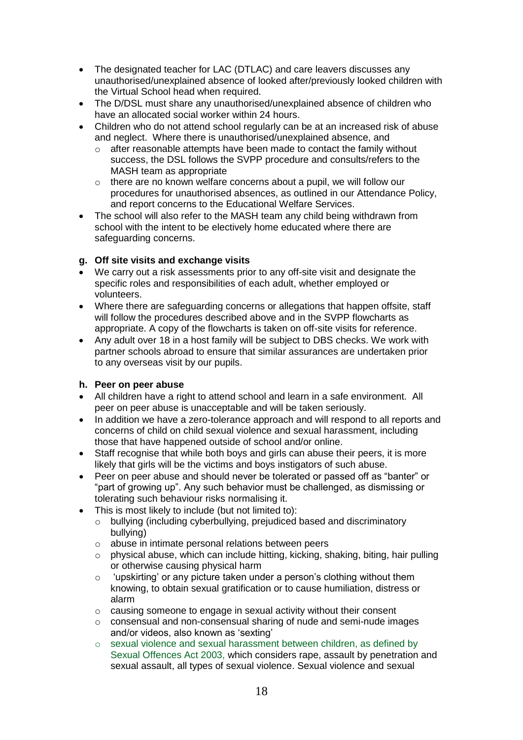- The designated teacher for LAC (DTLAC) and care leavers discusses any unauthorised/unexplained absence of looked after/previously looked children with the Virtual School head when required.
- The D/DSL must share any unauthorised/unexplained absence of children who have an allocated social worker within 24 hours.
- Children who do not attend school regularly can be at an increased risk of abuse and neglect. Where there is unauthorised/unexplained absence, and
  - after reasonable attempts have been made to contact the family without success, the DSL follows the SVPP procedure and consults/refers to the MASH team as appropriate
  - there are no known welfare concerns about a pupil, we will follow our procedures for unauthorised absences, as outlined in our Attendance Policy, and report concerns to the Educational Welfare Services.
- The school will also refer to the MASH team any child being withdrawn from school with the intent to be electively home educated where there are safeguarding concerns.

**g. Off site visits and exchange visits**

- We carry out a risk assessments prior to any off-site visit and designate the specific roles and responsibilities of each adult, whether employed or volunteers.
- Where there are safeguarding concerns or allegations that happen offsite, staff will follow the procedures described above and in the SVPP flowcharts as appropriate. A copy of the flowcharts is taken on off-site visits for reference.
- Any adult over 18 in a host family will be subject to DBS checks. We work with partner schools abroad to ensure that similar assurances are undertaken prior to any overseas visit by our pupils.

**h. Peer on peer abuse**

- All children have a right to attend school and learn in a safe environment. All peer on peer abuse is unacceptable and will be taken seriously.
- In addition we have a zero-tolerance approach and will respond to all reports and concerns of child on child sexual violence and sexual harassment, including those that have happened outside of school and/or online.
- Staff recognise that while both boys and girls can abuse their peers, it is more likely that girls will be the victims and boys instigators of such abuse.
- Peer on peer abuse and should never be tolerated or passed off as "banter" or "part of growing up". Any such behavior must be challenged, as dismissing or tolerating such behaviour risks normalising it.
- This is most likely to include (but not limited to):
  - bullying (including cyberbullying, prejudiced based and discriminatory bullying)
  - abuse in intimate personal relations between peers
  - physical abuse, which can include hitting, kicking, shaking, biting, hair pulling or otherwise causing physical harm
  - 'upskirting' or any picture taken under a person's clothing without them knowing, to obtain sexual gratification or to cause humiliation, distress or alarm
  - causing someone to engage in sexual activity without their consent
  - consensual and non-consensual sharing of nude and semi-nude images and/or videos, also known as 'sexting'
  - sexual violence and sexual harassment between children, as defined by Sexual Offences Act 2003, which considers rape, assault by penetration and sexual assault, all types of sexual violence. Sexual violence and sexual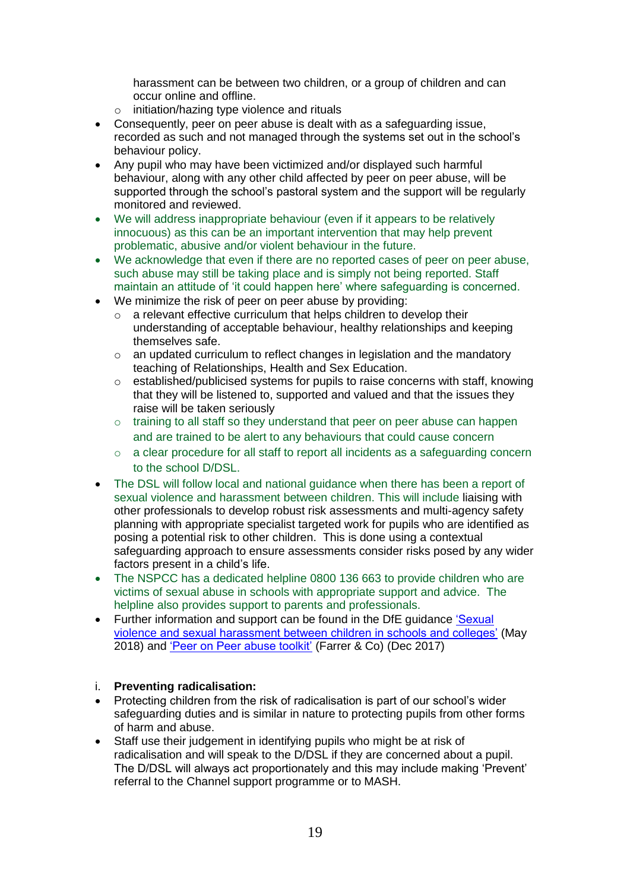harassment can be between two children, or a group of children and can occur online and offline.
  - initiation/hazing type violence and rituals
- Consequently, peer on peer abuse is dealt with as a safeguarding issue, recorded as such and not managed through the systems set out in the school's behaviour policy.
- Any pupil who may have been victimized and/or displayed such harmful behaviour, along with any other child affected by peer on peer abuse, will be supported through the school's pastoral system and the support will be regularly monitored and reviewed.
- We will address inappropriate behaviour (even if it appears to be relatively innocuous) as this can be an important intervention that may help prevent problematic, abusive and/or violent behaviour in the future.
- We acknowledge that even if there are no reported cases of peer on peer abuse, such abuse may still be taking place and is simply not being reported. Staff maintain an attitude of 'it could happen here' where safeguarding is concerned.
- We minimize the risk of peer on peer abuse by providing:
  - a relevant effective curriculum that helps children to develop their understanding of acceptable behaviour, healthy relationships and keeping themselves safe.
  - an updated curriculum to reflect changes in legislation and the mandatory teaching of Relationships, Health and Sex Education.
  - established/publicised systems for pupils to raise concerns with staff, knowing that they will be listened to, supported and valued and that the issues they raise will be taken seriously
  - training to all staff so they understand that peer on peer abuse can happen and are trained to be alert to any behaviours that could cause concern
  - a clear procedure for all staff to report all incidents as a safeguarding concern to the school D/DSL.
- The DSL will follow local and national guidance when there has been a report of sexual violence and harassment between children. This will include liaising with other professionals to develop robust risk assessments and multi-agency safety planning with appropriate specialist targeted work for pupils who are identified as posing a potential risk to other children. This is done using a contextual safeguarding approach to ensure assessments consider risks posed by any wider factors present in a child's life.
- The NSPCC has a dedicated helpline 0800 136 663 to provide children who are victims of sexual abuse in schools with appropriate support and advice. The helpline also provides support to parents and professionals.
- Further information and support can be found in the DfE guidance 'Sexual violence and sexual harassment between children in schools and colleges' (May 2018) and 'Peer on Peer abuse toolkit' (Farrer & Co) (Dec 2017)

i. **Preventing radicalisation:**

- Protecting children from the risk of radicalisation is part of our school's wider safeguarding duties and is similar in nature to protecting pupils from other forms of harm and abuse.
- Staff use their judgement in identifying pupils who might be at risk of radicalisation and will speak to the D/DSL if they are concerned about a pupil. The D/DSL will always act proportionately and this may include making 'Prevent' referral to the Channel support programme or to MASH.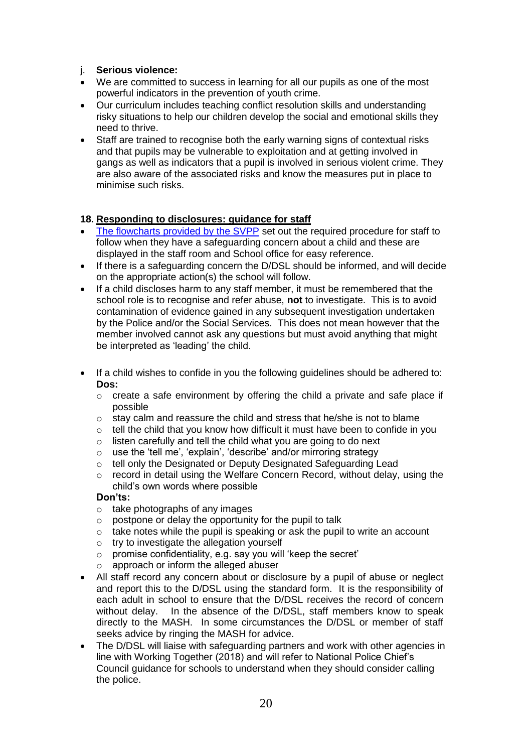j. **Serious violence:**

- We are committed to success in learning for all our pupils as one of the most powerful indicators in the prevention of youth crime.
- Our curriculum includes teaching conflict resolution skills and understanding risky situations to help our children develop the social and emotional skills they need to thrive.
- Staff are trained to recognise both the early warning signs of contextual risks and that pupils may be vulnerable to exploitation and at getting involved in gangs as well as indicators that a pupil is involved in serious violent crime. They are also aware of the associated risks and know the measures put in place to minimise such risks.

## 18. Responding to disclosures: guidance for staff

- The flowcharts provided by the SVPP set out the required procedure for staff to follow when they have a safeguarding concern about a child and these are displayed in the staff room and School office for easy reference.
- If there is a safeguarding concern the D/DSL should be informed, and will decide on the appropriate action(s) the school will follow.
- If a child discloses harm to any staff member, it must be remembered that the school role is to recognise and refer abuse, **not** to investigate. This is to avoid contamination of evidence gained in any subsequent investigation undertaken by the Police and/or the Social Services. This does not mean however that the member involved cannot ask any questions but must avoid anything that might be interpreted as 'leading' the child.

- If a child wishes to confide in you the following guidelines should be adhered to:
  **Dos:**
  - create a safe environment by offering the child a private and safe place if possible
  - stay calm and reassure the child and stress that he/she is not to blame
  - tell the child that you know how difficult it must have been to confide in you
  - listen carefully and tell the child what you are going to do next
  - use the 'tell me', 'explain', 'describe' and/or mirroring strategy
  - tell only the Designated or Deputy Designated Safeguarding Lead
  - record in detail using the Welfare Concern Record, without delay, using the child's own words where possible

  **Don'ts:**
  - take photographs of any images
  - postpone or delay the opportunity for the pupil to talk
  - take notes while the pupil is speaking or ask the pupil to write an account
  - try to investigate the allegation yourself
  - promise confidentiality, e.g. say you will 'keep the secret'
  - approach or inform the alleged abuser
- All staff record any concern about or disclosure by a pupil of abuse or neglect and report this to the D/DSL using the standard form. It is the responsibility of each adult in school to ensure that the D/DSL receives the record of concern without delay. In the absence of the D/DSL, staff members know to speak directly to the MASH. In some circumstances the D/DSL or member of staff seeks advice by ringing the MASH for advice.
- The D/DSL will liaise with safeguarding partners and work with other agencies in line with Working Together (2018) and will refer to National Police Chief's Council guidance for schools to understand when they should consider calling the police.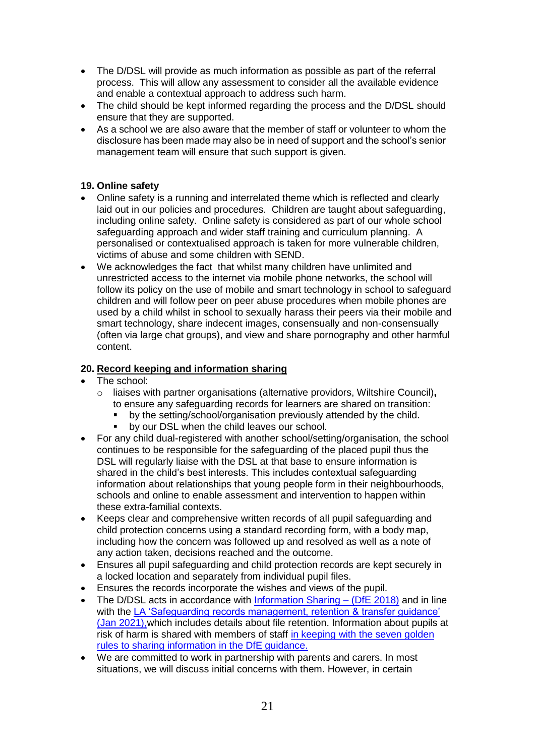- The D/DSL will provide as much information as possible as part of the referral process. This will allow any assessment to consider all the available evidence and enable a contextual approach to address such harm.
- The child should be kept informed regarding the process and the D/DSL should ensure that they are supported.
- As a school we are also aware that the member of staff or volunteer to whom the disclosure has been made may also be in need of support and the school's senior management team will ensure that such support is given.

**19. Online safety**

- Online safety is a running and interrelated theme which is reflected and clearly laid out in our policies and procedures. Children are taught about safeguarding, including online safety. Online safety is considered as part of our whole school safeguarding approach and wider staff training and curriculum planning. A personalised or contextualised approach is taken for more vulnerable children, victims of abuse and some children with SEND.
- We acknowledges the fact that whilst many children have unlimited and unrestricted access to the internet via mobile phone networks, the school will follow its policy on the use of mobile and smart technology in school to safeguard children and will follow peer on peer abuse procedures when mobile phones are used by a child whilst in school to sexually harass their peers via their mobile and smart technology, share indecent images, consensually and non-consensually (often via large chat groups), and view and share pornography and other harmful content.

**20. Record keeping and information sharing**

- The school:
  - liaises with partner organisations (alternative providors, Wiltshire Council)**,** to ensure any safeguarding records for learners are shared on transition:
    - by the setting/school/organisation previously attended by the child.
    - by our DSL when the child leaves our school.
- For any child dual-registered with another school/setting/organisation, the school continues to be responsible for the safeguarding of the placed pupil thus the DSL will regularly liaise with the DSL at that base to ensure information is shared in the child's best interests. This includes contextual safeguarding information about relationships that young people form in their neighbourhoods, schools and online to enable assessment and intervention to happen within these extra-familial contexts.
- Keeps clear and comprehensive written records of all pupil safeguarding and child protection concerns using a standard recording form, with a body map, including how the concern was followed up and resolved as well as a note of any action taken, decisions reached and the outcome.
- Ensures all pupil safeguarding and child protection records are kept securely in a locked location and separately from individual pupil files.
- Ensures the records incorporate the wishes and views of the pupil.
- The D/DSL acts in accordance with Information Sharing – (DfE 2018) and in line with the LA 'Safeguarding records management, retention & transfer guidance' (Jan 2021),which includes details about file retention. Information about pupils at risk of harm is shared with members of staff in keeping with the seven golden rules to sharing information in the DfE guidance.
- We are committed to work in partnership with parents and carers. In most situations, we will discuss initial concerns with them. However, in certain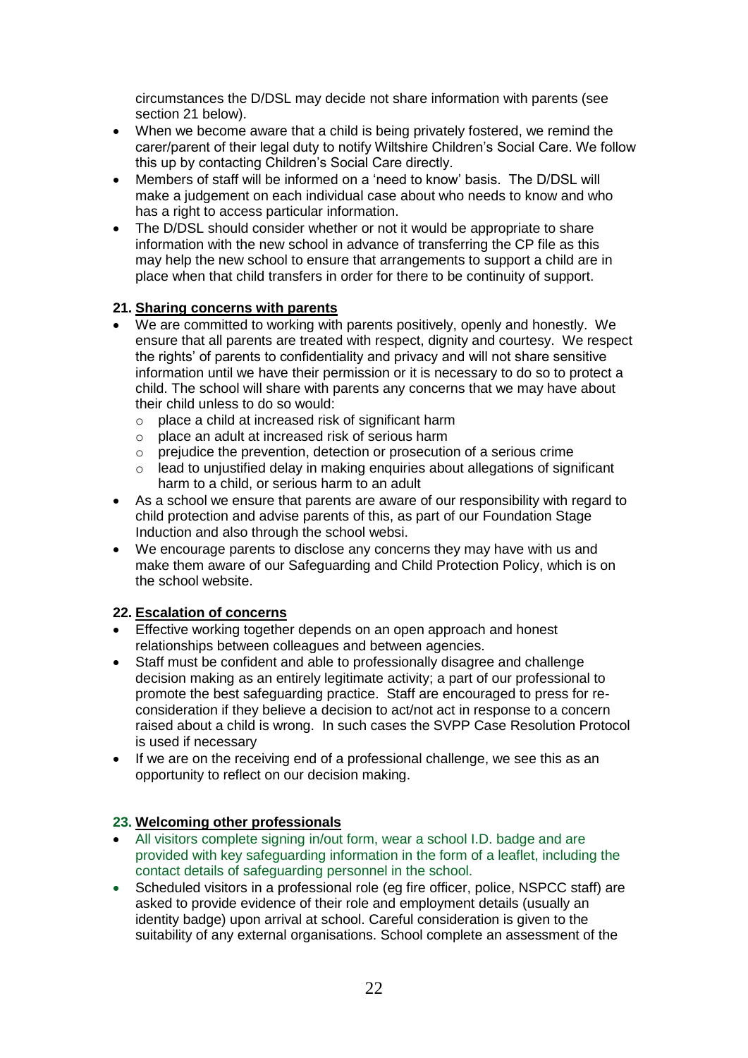circumstances the D/DSL may decide not share information with parents (see section 21 below).

- When we become aware that a child is being privately fostered, we remind the carer/parent of their legal duty to notify Wiltshire Children's Social Care. We follow this up by contacting Children's Social Care directly.
- Members of staff will be informed on a 'need to know' basis. The D/DSL will make a judgement on each individual case about who needs to know and who has a right to access particular information.
- The D/DSL should consider whether or not it would be appropriate to share information with the new school in advance of transferring the CP file as this may help the new school to ensure that arrangements to support a child are in place when that child transfers in order for there to be continuity of support.

## 21. Sharing concerns with parents

- We are committed to working with parents positively, openly and honestly. We ensure that all parents are treated with respect, dignity and courtesy. We respect the rights' of parents to confidentiality and privacy and will not share sensitive information until we have their permission or it is necessary to do so to protect a child. The school will share with parents any concerns that we may have about their child unless to do so would:
  - place a child at increased risk of significant harm
  - place an adult at increased risk of serious harm
  - prejudice the prevention, detection or prosecution of a serious crime
  - lead to unjustified delay in making enquiries about allegations of significant harm to a child, or serious harm to an adult
- As a school we ensure that parents are aware of our responsibility with regard to child protection and advise parents of this, as part of our Foundation Stage Induction and also through the school websi.
- We encourage parents to disclose any concerns they may have with us and make them aware of our Safeguarding and Child Protection Policy, which is on the school website.

## 22. Escalation of concerns

- Effective working together depends on an open approach and honest relationships between colleagues and between agencies.
- Staff must be confident and able to professionally disagree and challenge decision making as an entirely legitimate activity; a part of our professional to promote the best safeguarding practice. Staff are encouraged to press for re-consideration if they believe a decision to act/not act in response to a concern raised about a child is wrong. In such cases the SVPP Case Resolution Protocol is used if necessary
- If we are on the receiving end of a professional challenge, we see this as an opportunity to reflect on our decision making.

## 23. Welcoming other professionals

- All visitors complete signing in/out form, wear a school I.D. badge and are provided with key safeguarding information in the form of a leaflet, including the contact details of safeguarding personnel in the school.
- Scheduled visitors in a professional role (eg fire officer, police, NSPCC staff) are asked to provide evidence of their role and employment details (usually an identity badge) upon arrival at school. Careful consideration is given to the suitability of any external organisations. School complete an assessment of the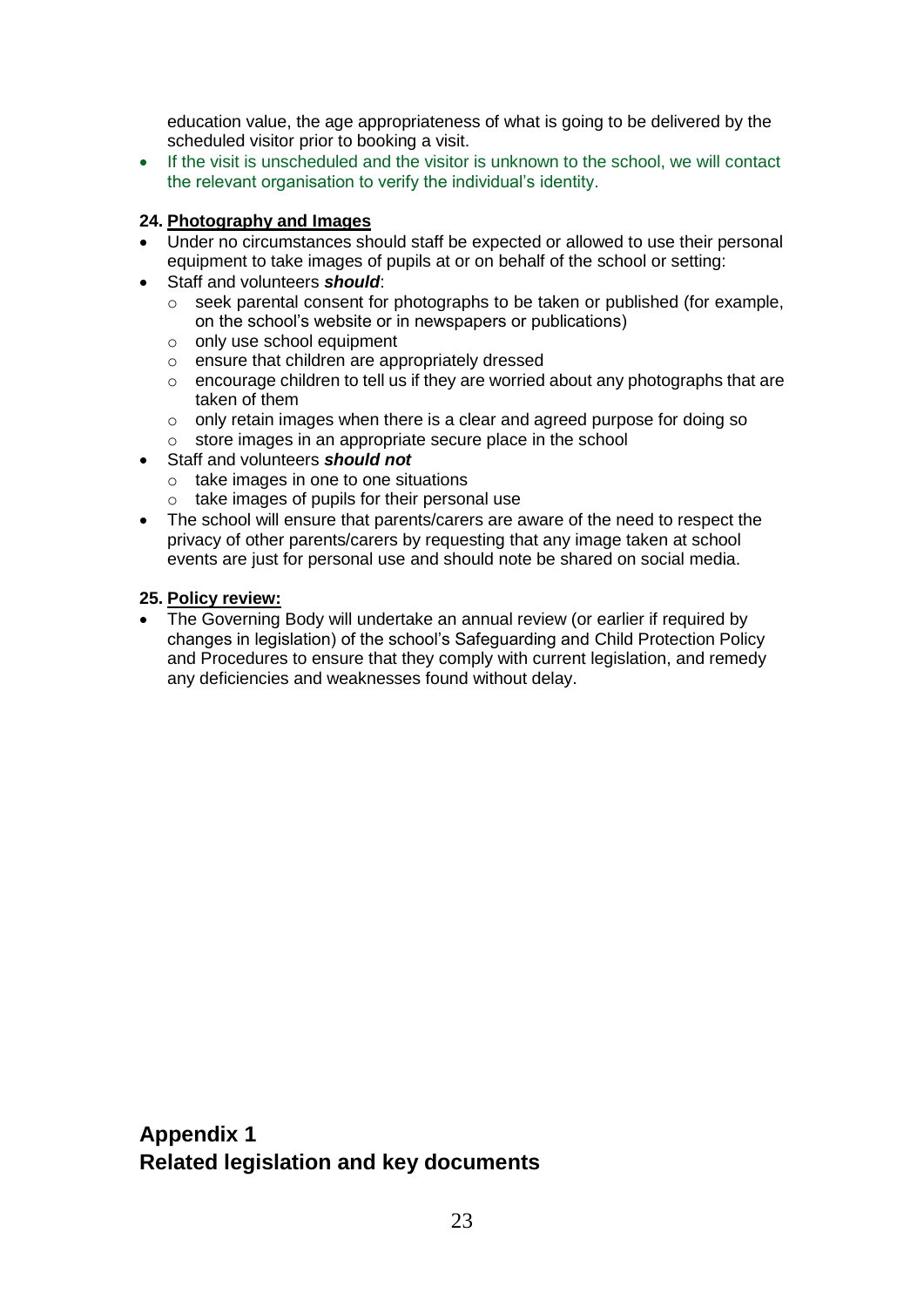education value, the age appropriateness of what is going to be delivered by the scheduled visitor prior to booking a visit.
- If the visit is unscheduled and the visitor is unknown to the school, we will contact the relevant organisation to verify the individual's identity.

**24. Photography and Images**

- Under no circumstances should staff be expected or allowed to use their personal equipment to take images of pupils at or on behalf of the school or setting:
- Staff and volunteers ***should***:
    - seek parental consent for photographs to be taken or published (for example, on the school's website or in newspapers or publications)
    - only use school equipment
    - ensure that children are appropriately dressed
    - encourage children to tell us if they are worried about any photographs that are taken of them
    - only retain images when there is a clear and agreed purpose for doing so
    - store images in an appropriate secure place in the school
- Staff and volunteers ***should not***
    - take images in one to one situations
    - take images of pupils for their personal use
- The school will ensure that parents/carers are aware of the need to respect the privacy of other parents/carers by requesting that any image taken at school events are just for personal use and should note be shared on social media.

**25. Policy review:**

- The Governing Body will undertake an annual review (or earlier if required by changes in legislation) of the school's Safeguarding and Child Protection Policy and Procedures to ensure that they comply with current legislation, and remedy any deficiencies and weaknesses found without delay.

## Appendix 1
## Related legislation and key documents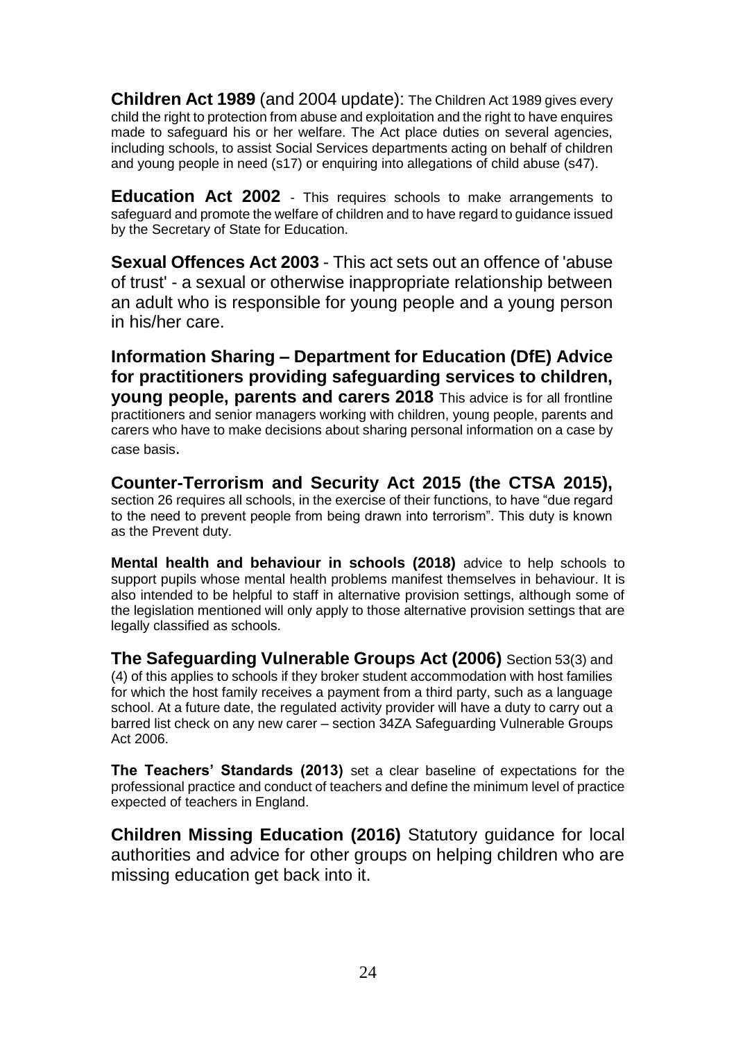**Children Act 1989** (and 2004 update): The Children Act 1989 gives every child the right to protection from abuse and exploitation and the right to have enquires made to safeguard his or her welfare. The Act place duties on several agencies, including schools, to assist Social Services departments acting on behalf of children and young people in need (s17) or enquiring into allegations of child abuse (s47).

**Education Act 2002** - This requires schools to make arrangements to safeguard and promote the welfare of children and to have regard to guidance issued by the Secretary of State for Education.

**Sexual Offences Act 2003** - This act sets out an offence of 'abuse of trust' - a sexual or otherwise inappropriate relationship between an adult who is responsible for young people and a young person in his/her care.

**Information Sharing – Department for Education (DfE) Advice for practitioners providing safeguarding services to children, young people, parents and carers 2018** This advice is for all frontline practitioners and senior managers working with children, young people, parents and carers who have to make decisions about sharing personal information on a case by case basis.

**Counter-Terrorism and Security Act 2015 (the CTSA 2015),** section 26 requires all schools, in the exercise of their functions, to have "due regard to the need to prevent people from being drawn into terrorism". This duty is known as the Prevent duty.

**Mental health and behaviour in schools (2018)** advice to help schools to support pupils whose mental health problems manifest themselves in behaviour. It is also intended to be helpful to staff in alternative provision settings, although some of the legislation mentioned will only apply to those alternative provision settings that are legally classified as schools.

**The Safeguarding Vulnerable Groups Act (2006)** Section 53(3) and (4) of this applies to schools if they broker student accommodation with host families for which the host family receives a payment from a third party, such as a language school. At a future date, the regulated activity provider will have a duty to carry out a barred list check on any new carer – section 34ZA Safeguarding Vulnerable Groups Act 2006.

**The Teachers' Standards (2013)** set a clear baseline of expectations for the professional practice and conduct of teachers and define the minimum level of practice expected of teachers in England.

**Children Missing Education (2016)** Statutory guidance for local authorities and advice for other groups on helping children who are missing education get back into it.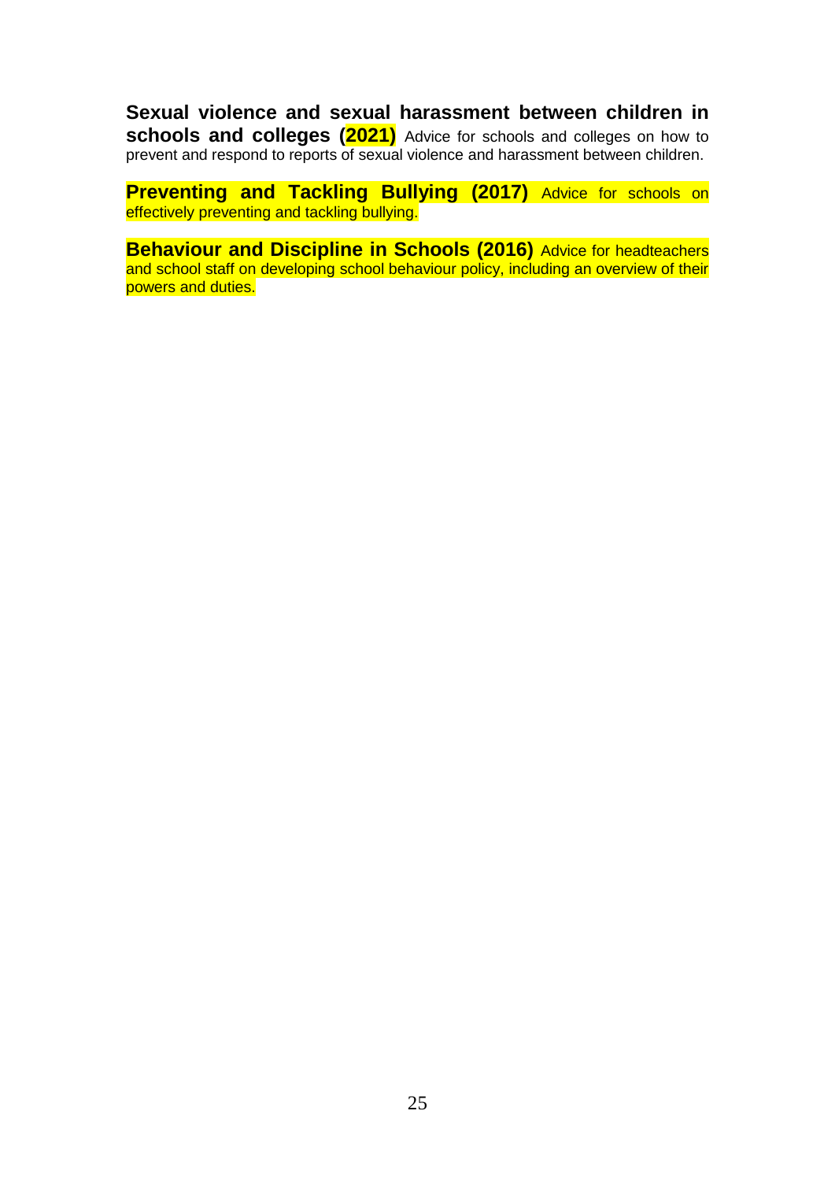**Sexual violence and sexual harassment between children in schools and colleges (2021)** Advice for schools and colleges on how to prevent and respond to reports of sexual violence and harassment between children.

**Preventing and Tackling Bullying (2017)** Advice for schools on effectively preventing and tackling bullying.

**Behaviour and Discipline in Schools (2016)** Advice for headteachers and school staff on developing school behaviour policy, including an overview of their powers and duties.